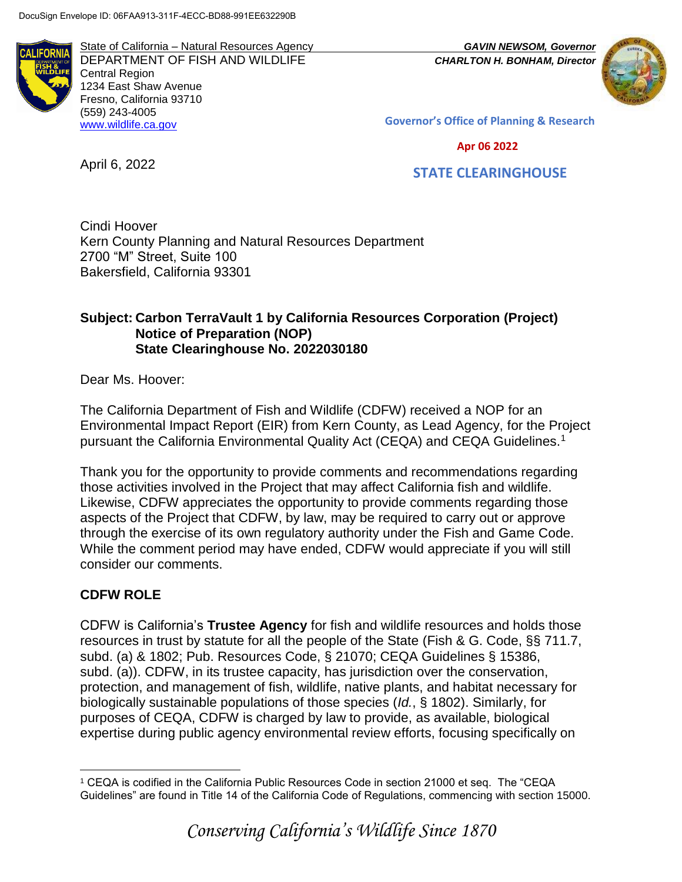DocuSign Envelope ID: 06FAA913-311F-4ECC-BD88-991EE632290B

State of California – Natural Resources Agency
DEPARTMENT OF FISH AND WILDLIFE
Central Region
1234 East Shaw Avenue
Fresno, California 93710
(559) 243-4005
www.wildlife.ca.gov

*GAVIN NEWSOM, Governor*
*CHARLTON H. BONHAM, Director*

Governor's Office of Planning & Research

Apr 06 2022

STATE CLEARINGHOUSE

April 6, 2022

Cindi Hoover
Kern County Planning and Natural Resources Department
2700 "M" Street, Suite 100
Bakersfield, California 93301

**Subject: Carbon TerraVault 1 by California Resources Corporation (Project)**
**Notice of Preparation (NOP)**
**State Clearinghouse No. 2022030180**

Dear Ms. Hoover:

The California Department of Fish and Wildlife (CDFW) received a NOP for an Environmental Impact Report (EIR) from Kern County, as Lead Agency, for the Project pursuant the California Environmental Quality Act (CEQA) and CEQA Guidelines.[1]

Thank you for the opportunity to provide comments and recommendations regarding those activities involved in the Project that may affect California fish and wildlife. Likewise, CDFW appreciates the opportunity to provide comments regarding those aspects of the Project that CDFW, by law, may be required to carry out or approve through the exercise of its own regulatory authority under the Fish and Game Code. While the comment period may have ended, CDFW would appreciate if you will still consider our comments.

## CDFW ROLE

CDFW is California's **Trustee Agency** for fish and wildlife resources and holds those resources in trust by statute for all the people of the State (Fish & G. Code, §§ 711.7, subd. (a) & 1802; Pub. Resources Code, § 21070; CEQA Guidelines § 15386, subd. (a)). CDFW, in its trustee capacity, has jurisdiction over the conservation, protection, and management of fish, wildlife, native plants, and habitat necessary for biologically sustainable populations of those species (*Id.*, § 1802). Similarly, for purposes of CEQA, CDFW is charged by law to provide, as available, biological expertise during public agency environmental review efforts, focusing specifically on

[1] CEQA is codified in the California Public Resources Code in section 21000 et seq. The "CEQA Guidelines" are found in Title 14 of the California Code of Regulations, commencing with section 15000.

*Conserving California's Wildlife Since 1870*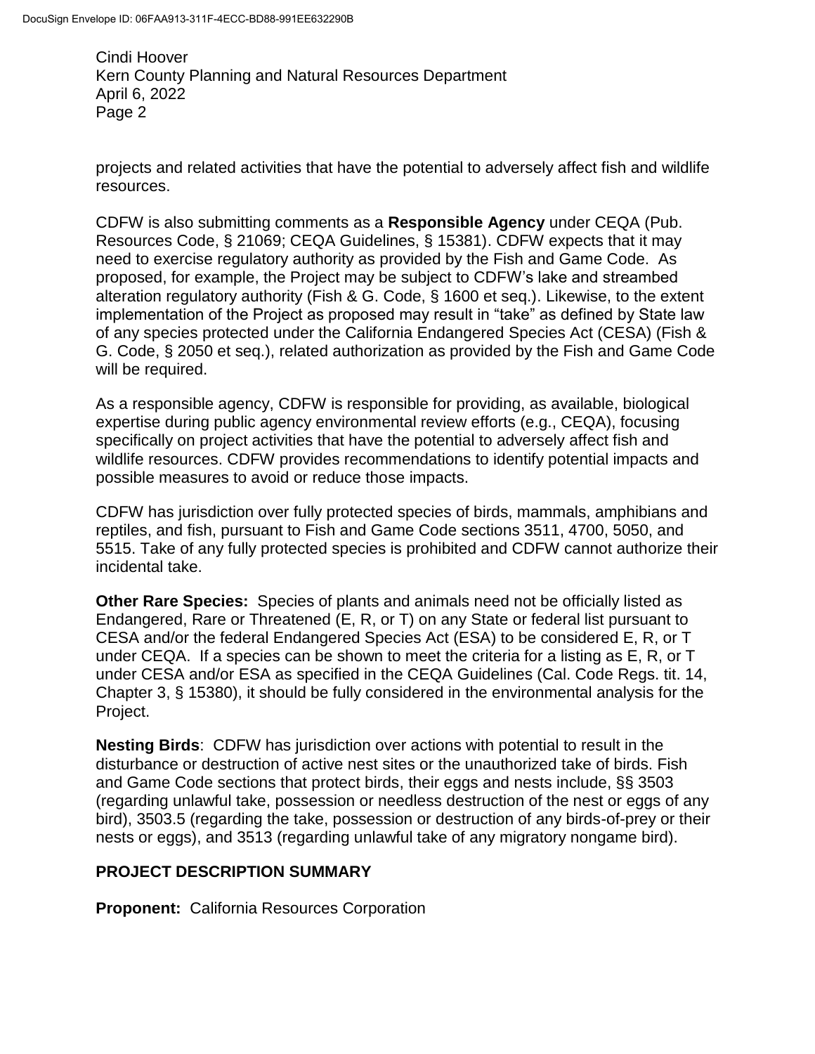projects and related activities that have the potential to adversely affect fish and wildlife resources.

CDFW is also submitting comments as a **Responsible Agency** under CEQA (Pub. Resources Code, § 21069; CEQA Guidelines, § 15381). CDFW expects that it may need to exercise regulatory authority as provided by the Fish and Game Code. As proposed, for example, the Project may be subject to CDFW's lake and streambed alteration regulatory authority (Fish & G. Code, § 1600 et seq.). Likewise, to the extent implementation of the Project as proposed may result in "take" as defined by State law of any species protected under the California Endangered Species Act (CESA) (Fish & G. Code, § 2050 et seq.), related authorization as provided by the Fish and Game Code will be required.

As a responsible agency, CDFW is responsible for providing, as available, biological expertise during public agency environmental review efforts (e.g., CEQA), focusing specifically on project activities that have the potential to adversely affect fish and wildlife resources. CDFW provides recommendations to identify potential impacts and possible measures to avoid or reduce those impacts.

CDFW has jurisdiction over fully protected species of birds, mammals, amphibians and reptiles, and fish, pursuant to Fish and Game Code sections 3511, 4700, 5050, and 5515. Take of any fully protected species is prohibited and CDFW cannot authorize their incidental take.

**Other Rare Species:** Species of plants and animals need not be officially listed as Endangered, Rare or Threatened (E, R, or T) on any State or federal list pursuant to CESA and/or the federal Endangered Species Act (ESA) to be considered E, R, or T under CEQA. If a species can be shown to meet the criteria for a listing as E, R, or T under CESA and/or ESA as specified in the CEQA Guidelines (Cal. Code Regs. tit. 14, Chapter 3, § 15380), it should be fully considered in the environmental analysis for the Project.

**Nesting Birds**: CDFW has jurisdiction over actions with potential to result in the disturbance or destruction of active nest sites or the unauthorized take of birds. Fish and Game Code sections that protect birds, their eggs and nests include, §§ 3503 (regarding unlawful take, possession or needless destruction of the nest or eggs of any bird), 3503.5 (regarding the take, possession or destruction of any birds-of-prey or their nests or eggs), and 3513 (regarding unlawful take of any migratory nongame bird).

## PROJECT DESCRIPTION SUMMARY

**Proponent:** California Resources Corporation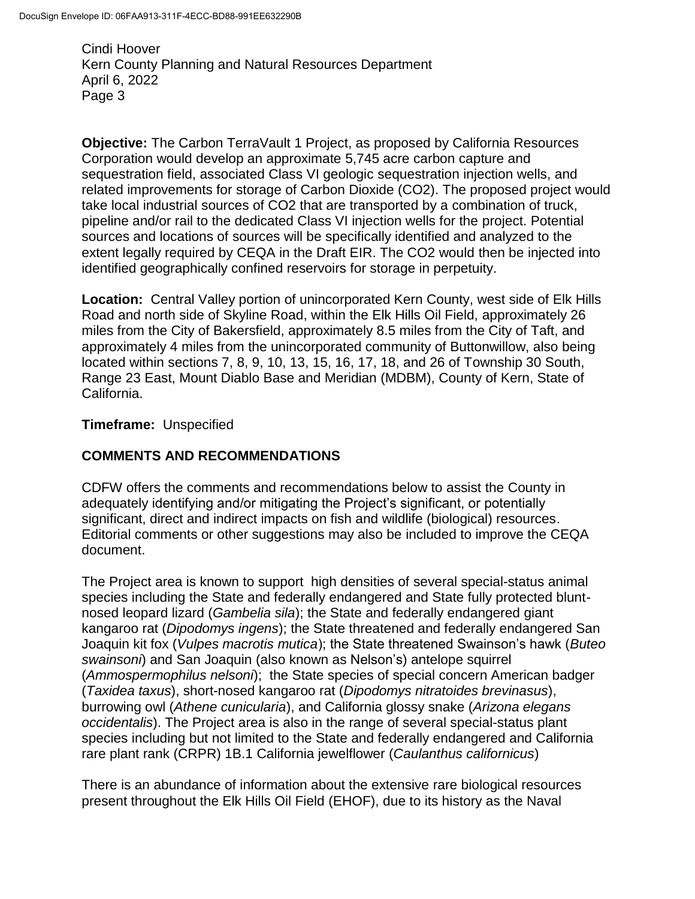**Objective:** The Carbon TerraVault 1 Project, as proposed by California Resources Corporation would develop an approximate 5,745 acre carbon capture and sequestration field, associated Class VI geologic sequestration injection wells, and related improvements for storage of Carbon Dioxide ($CO_2$). The proposed project would take local industrial sources of $CO_2$ that are transported by a combination of truck, pipeline and/or rail to the dedicated Class VI injection wells for the project. Potential sources and locations of sources will be specifically identified and analyzed to the extent legally required by CEQA in the Draft EIR. The $CO_2$ would then be injected into identified geographically confined reservoirs for storage in perpetuity.

**Location:** Central Valley portion of unincorporated Kern County, west side of Elk Hills Road and north side of Skyline Road, within the Elk Hills Oil Field, approximately 26 miles from the City of Bakersfield, approximately 8.5 miles from the City of Taft, and approximately 4 miles from the unincorporated community of Buttonwillow, also being located within sections 7, 8, 9, 10, 13, 15, 16, 17, 18, and 26 of Township 30 South, Range 23 East, Mount Diablo Base and Meridian (MDBM), County of Kern, State of California.

**Timeframe:** Unspecified

## COMMENTS AND RECOMMENDATIONS

CDFW offers the comments and recommendations below to assist the County in adequately identifying and/or mitigating the Project's significant, or potentially significant, direct and indirect impacts on fish and wildlife (biological) resources. Editorial comments or other suggestions may also be included to improve the CEQA document.

The Project area is known to support high densities of several special-status animal species including the State and federally endangered and State fully protected blunt-nosed leopard lizard (*Gambelia sila*); the State and federally endangered giant kangaroo rat (*Dipodomys ingens*); the State threatened and federally endangered San Joaquin kit fox (*Vulpes macrotis mutica*); the State threatened Swainson's hawk (*Buteo swainsoni*) and San Joaquin (also known as Nelson's) antelope squirrel (*Ammospermophilus nelsoni*); the State species of special concern American badger (*Taxidea taxus*), short-nosed kangaroo rat (*Dipodomys nitratoides brevinasus*), burrowing owl (*Athene cunicularia*), and California glossy snake (*Arizona elegans occidentalis*). The Project area is also in the range of several special-status plant species including but not limited to the State and federally endangered and California rare plant rank (CRPR) 1B.1 California jewelflower (*Caulanthus californicus*)

There is an abundance of information about the extensive rare biological resources present throughout the Elk Hills Oil Field (EHOF), due to its history as the Naval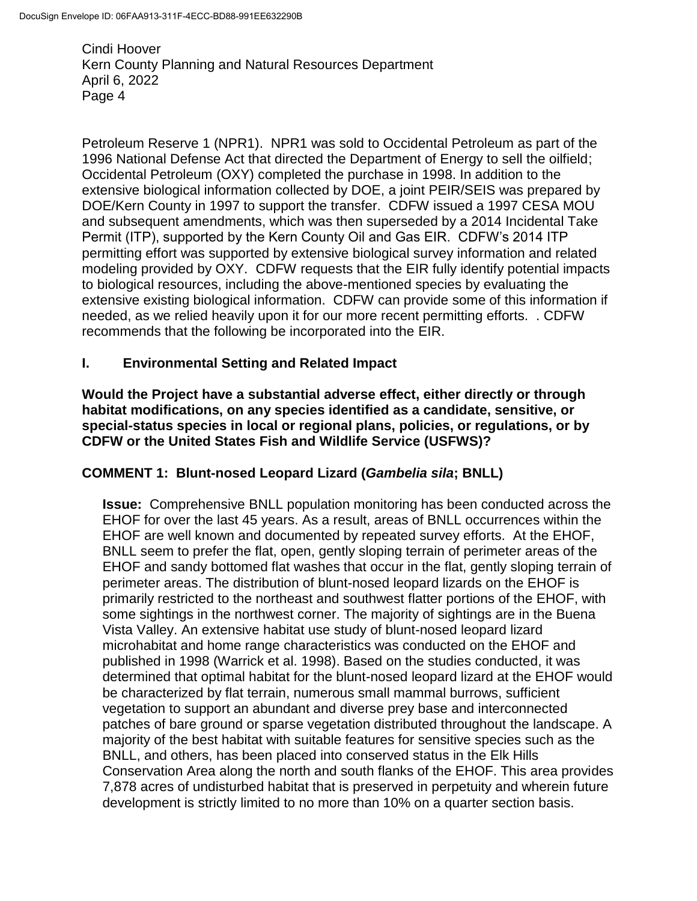Petroleum Reserve 1 (NPR1). NPR1 was sold to Occidental Petroleum as part of the 1996 National Defense Act that directed the Department of Energy to sell the oilfield; Occidental Petroleum (OXY) completed the purchase in 1998. In addition to the extensive biological information collected by DOE, a joint PEIR/SEIS was prepared by DOE/Kern County in 1997 to support the transfer. CDFW issued a 1997 CESA MOU and subsequent amendments, which was then superseded by a 2014 Incidental Take Permit (ITP), supported by the Kern County Oil and Gas EIR. CDFW's 2014 ITP permitting effort was supported by extensive biological survey information and related modeling provided by OXY. CDFW requests that the EIR fully identify potential impacts to biological resources, including the above-mentioned species by evaluating the extensive existing biological information. CDFW can provide some of this information if needed, as we relied heavily upon it for our more recent permitting efforts. . CDFW recommends that the following be incorporated into the EIR.

## I. Environmental Setting and Related Impact

**Would the Project have a substantial adverse effect, either directly or through habitat modifications, on any species identified as a candidate, sensitive, or special-status species in local or regional plans, policies, or regulations, or by CDFW or the United States Fish and Wildlife Service (USFWS)?**

### COMMENT 1: Blunt-nosed Leopard Lizard (*Gambelia sila*; BNLL)

**Issue:** Comprehensive BNLL population monitoring has been conducted across the EHOF for over the last 45 years. As a result, areas of BNLL occurrences within the EHOF are well known and documented by repeated survey efforts. At the EHOF, BNLL seem to prefer the flat, open, gently sloping terrain of perimeter areas of the EHOF and sandy bottomed flat washes that occur in the flat, gently sloping terrain of perimeter areas. The distribution of blunt-nosed leopard lizards on the EHOF is primarily restricted to the northeast and southwest flatter portions of the EHOF, with some sightings in the northwest corner. The majority of sightings are in the Buena Vista Valley. An extensive habitat use study of blunt-nosed leopard lizard microhabitat and home range characteristics was conducted on the EHOF and published in 1998 (Warrick et al. 1998). Based on the studies conducted, it was determined that optimal habitat for the blunt-nosed leopard lizard at the EHOF would be characterized by flat terrain, numerous small mammal burrows, sufficient vegetation to support an abundant and diverse prey base and interconnected patches of bare ground or sparse vegetation distributed throughout the landscape. A majority of the best habitat with suitable features for sensitive species such as the BNLL, and others, has been placed into conserved status in the Elk Hills Conservation Area along the north and south flanks of the EHOF. This area provides 7,878 acres of undisturbed habitat that is preserved in perpetuity and wherein future development is strictly limited to no more than 10% on a quarter section basis.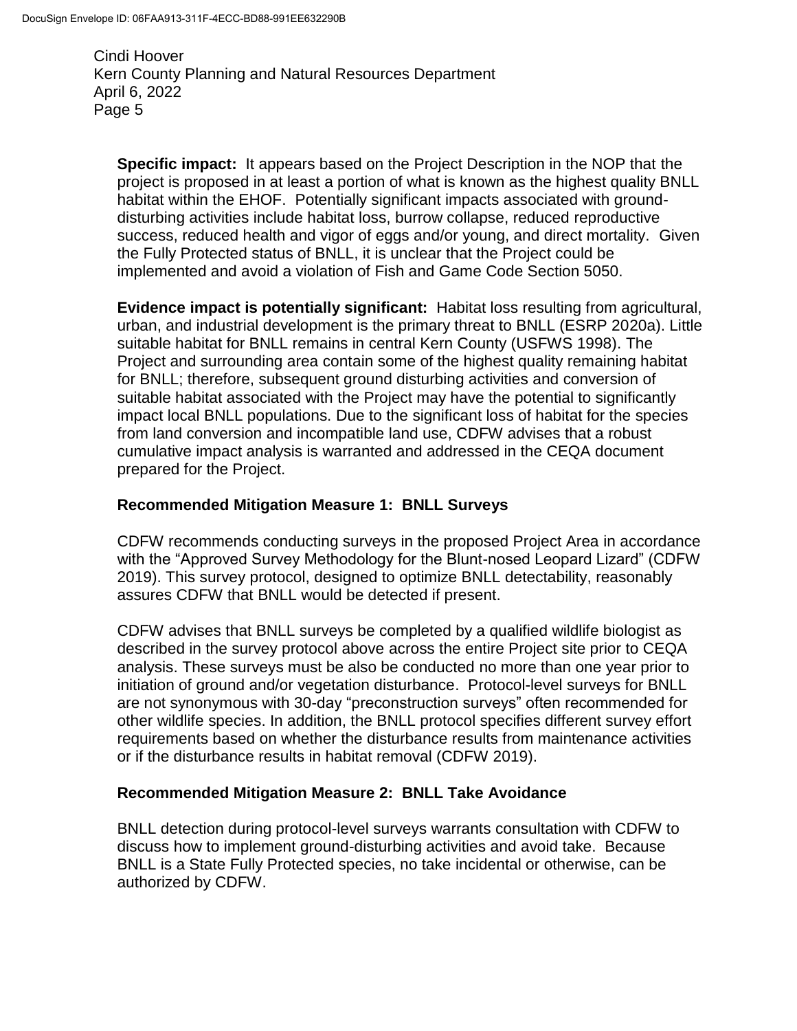**Specific impact:** It appears based on the Project Description in the NOP that the project is proposed in at least a portion of what is known as the highest quality BNLL habitat within the EHOF. Potentially significant impacts associated with ground-disturbing activities include habitat loss, burrow collapse, reduced reproductive success, reduced health and vigor of eggs and/or young, and direct mortality. Given the Fully Protected status of BNLL, it is unclear that the Project could be implemented and avoid a violation of Fish and Game Code Section 5050.

**Evidence impact is potentially significant:** Habitat loss resulting from agricultural, urban, and industrial development is the primary threat to BNLL (ESRP 2020a). Little suitable habitat for BNLL remains in central Kern County (USFWS 1998). The Project and surrounding area contain some of the highest quality remaining habitat for BNLL; therefore, subsequent ground disturbing activities and conversion of suitable habitat associated with the Project may have the potential to significantly impact local BNLL populations. Due to the significant loss of habitat for the species from land conversion and incompatible land use, CDFW advises that a robust cumulative impact analysis is warranted and addressed in the CEQA document prepared for the Project.

### Recommended Mitigation Measure 1: BNLL Surveys

CDFW recommends conducting surveys in the proposed Project Area in accordance with the "Approved Survey Methodology for the Blunt-nosed Leopard Lizard" (CDFW 2019). This survey protocol, designed to optimize BNLL detectability, reasonably assures CDFW that BNLL would be detected if present.

CDFW advises that BNLL surveys be completed by a qualified wildlife biologist as described in the survey protocol above across the entire Project site prior to CEQA analysis. These surveys must be also be conducted no more than one year prior to initiation of ground and/or vegetation disturbance. Protocol-level surveys for BNLL are not synonymous with 30-day "preconstruction surveys" often recommended for other wildlife species. In addition, the BNLL protocol specifies different survey effort requirements based on whether the disturbance results from maintenance activities or if the disturbance results in habitat removal (CDFW 2019).

### Recommended Mitigation Measure 2: BNLL Take Avoidance

BNLL detection during protocol-level surveys warrants consultation with CDFW to discuss how to implement ground-disturbing activities and avoid take. Because BNLL is a State Fully Protected species, no take incidental or otherwise, can be authorized by CDFW.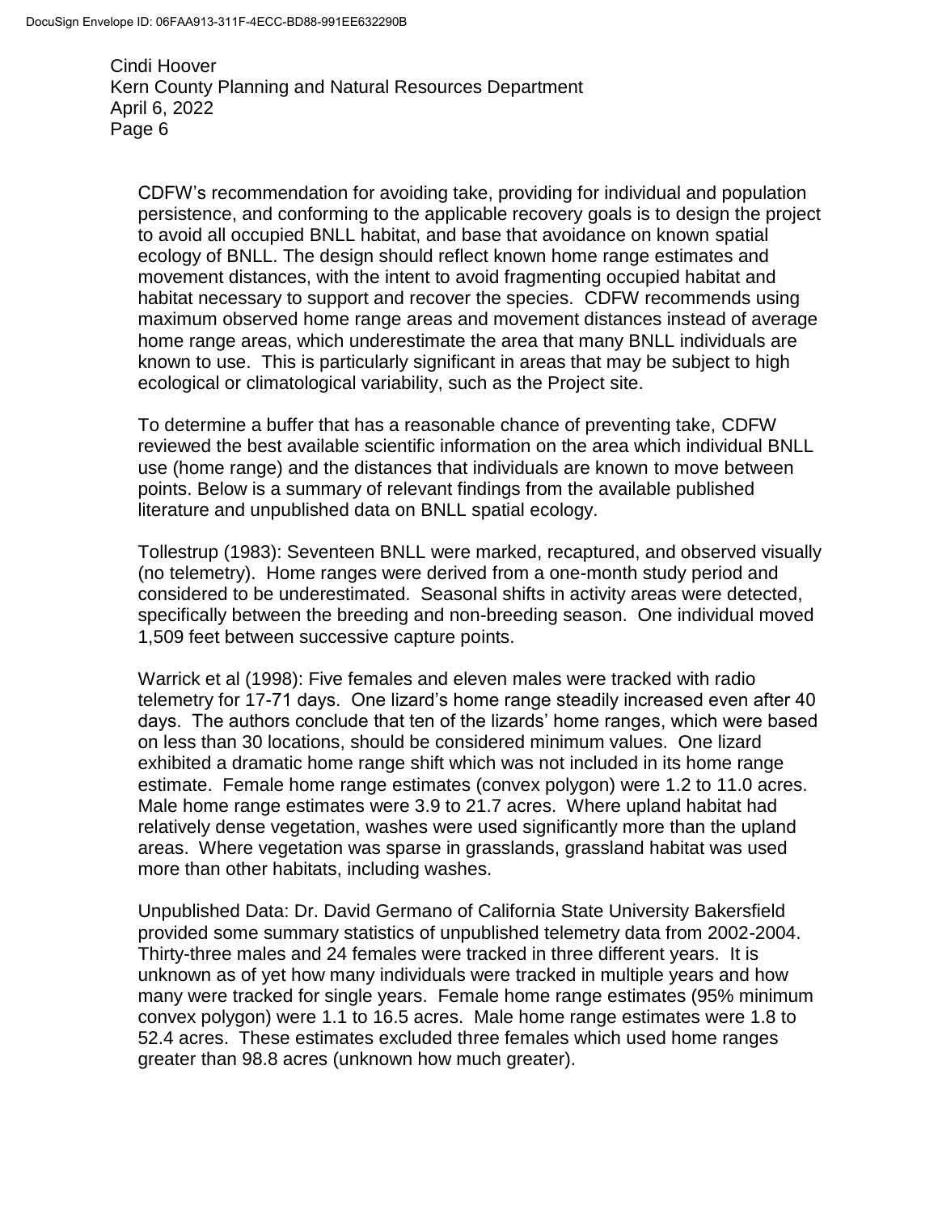CDFW's recommendation for avoiding take, providing for individual and population persistence, and conforming to the applicable recovery goals is to design the project to avoid all occupied BNLL habitat, and base that avoidance on known spatial ecology of BNLL. The design should reflect known home range estimates and movement distances, with the intent to avoid fragmenting occupied habitat and habitat necessary to support and recover the species. CDFW recommends using maximum observed home range areas and movement distances instead of average home range areas, which underestimate the area that many BNLL individuals are known to use. This is particularly significant in areas that may be subject to high ecological or climatological variability, such as the Project site.

To determine a buffer that has a reasonable chance of preventing take, CDFW reviewed the best available scientific information on the area which individual BNLL use (home range) and the distances that individuals are known to move between points. Below is a summary of relevant findings from the available published literature and unpublished data on BNLL spatial ecology.

Tollestrup (1983): Seventeen BNLL were marked, recaptured, and observed visually (no telemetry). Home ranges were derived from a one-month study period and considered to be underestimated. Seasonal shifts in activity areas were detected, specifically between the breeding and non-breeding season. One individual moved 1,509 feet between successive capture points.

Warrick et al (1998): Five females and eleven males were tracked with radio telemetry for 17-71 days. One lizard's home range steadily increased even after 40 days. The authors conclude that ten of the lizards' home ranges, which were based on less than 30 locations, should be considered minimum values. One lizard exhibited a dramatic home range shift which was not included in its home range estimate. Female home range estimates (convex polygon) were 1.2 to 11.0 acres. Male home range estimates were 3.9 to 21.7 acres. Where upland habitat had relatively dense vegetation, washes were used significantly more than the upland areas. Where vegetation was sparse in grasslands, grassland habitat was used more than other habitats, including washes.

Unpublished Data: Dr. David Germano of California State University Bakersfield provided some summary statistics of unpublished telemetry data from 2002-2004. Thirty-three males and 24 females were tracked in three different years. It is unknown as of yet how many individuals were tracked in multiple years and how many were tracked for single years. Female home range estimates (95% minimum convex polygon) were 1.1 to 16.5 acres. Male home range estimates were 1.8 to 52.4 acres. These estimates excluded three females which used home ranges greater than 98.8 acres (unknown how much greater).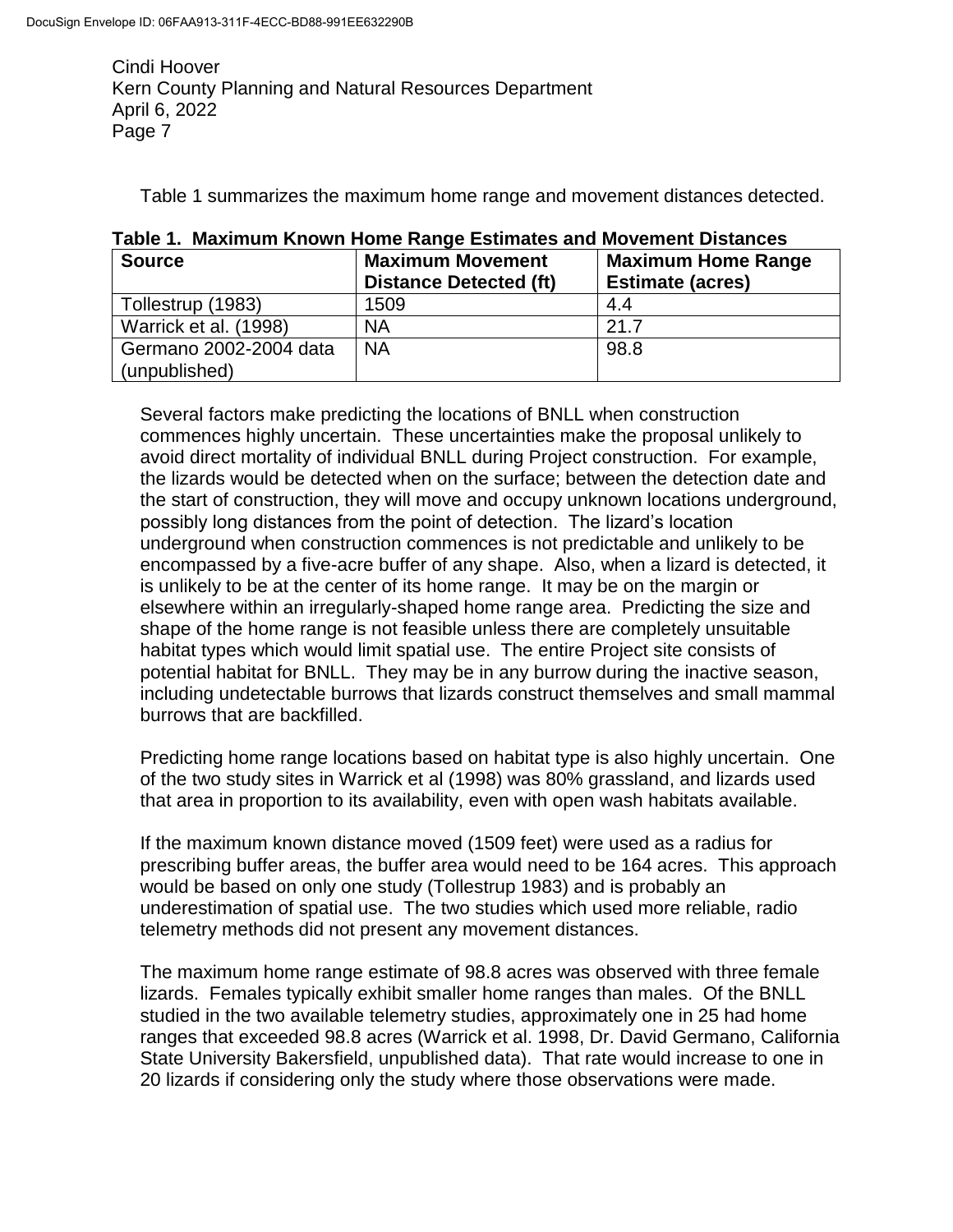Table 1 summarizes the maximum home range and movement distances detected.

**Table 1. Maximum Known Home Range Estimates and Movement Distances**

| Source | Maximum Movement Distance Detected (ft) | Maximum Home Range Estimate (acres) |
|---|---|---|
| Tollestrup (1983) | 1509 | 4.4 |
| Warrick et al. (1998) | NA | 21.7 |
| Germano 2002-2004 data (unpublished) | NA | 98.8 |

Several factors make predicting the locations of BNLL when construction commences highly uncertain. These uncertainties make the proposal unlikely to avoid direct mortality of individual BNLL during Project construction. For example, the lizards would be detected when on the surface; between the detection date and the start of construction, they will move and occupy unknown locations underground, possibly long distances from the point of detection. The lizard's location underground when construction commences is not predictable and unlikely to be encompassed by a five-acre buffer of any shape. Also, when a lizard is detected, it is unlikely to be at the center of its home range. It may be on the margin or elsewhere within an irregularly-shaped home range area. Predicting the size and shape of the home range is not feasible unless there are completely unsuitable habitat types which would limit spatial use. The entire Project site consists of potential habitat for BNLL. They may be in any burrow during the inactive season, including undetectable burrows that lizards construct themselves and small mammal burrows that are backfilled.

Predicting home range locations based on habitat type is also highly uncertain. One of the two study sites in Warrick et al (1998) was 80% grassland, and lizards used that area in proportion to its availability, even with open wash habitats available.

If the maximum known distance moved (1509 feet) were used as a radius for prescribing buffer areas, the buffer area would need to be 164 acres. This approach would be based on only one study (Tollestrup 1983) and is probably an underestimation of spatial use. The two studies which used more reliable, radio telemetry methods did not present any movement distances.

The maximum home range estimate of 98.8 acres was observed with three female lizards. Females typically exhibit smaller home ranges than males. Of the BNLL studied in the two available telemetry studies, approximately one in 25 had home ranges that exceeded 98.8 acres (Warrick et al. 1998, Dr. David Germano, California State University Bakersfield, unpublished data). That rate would increase to one in 20 lizards if considering only the study where those observations were made.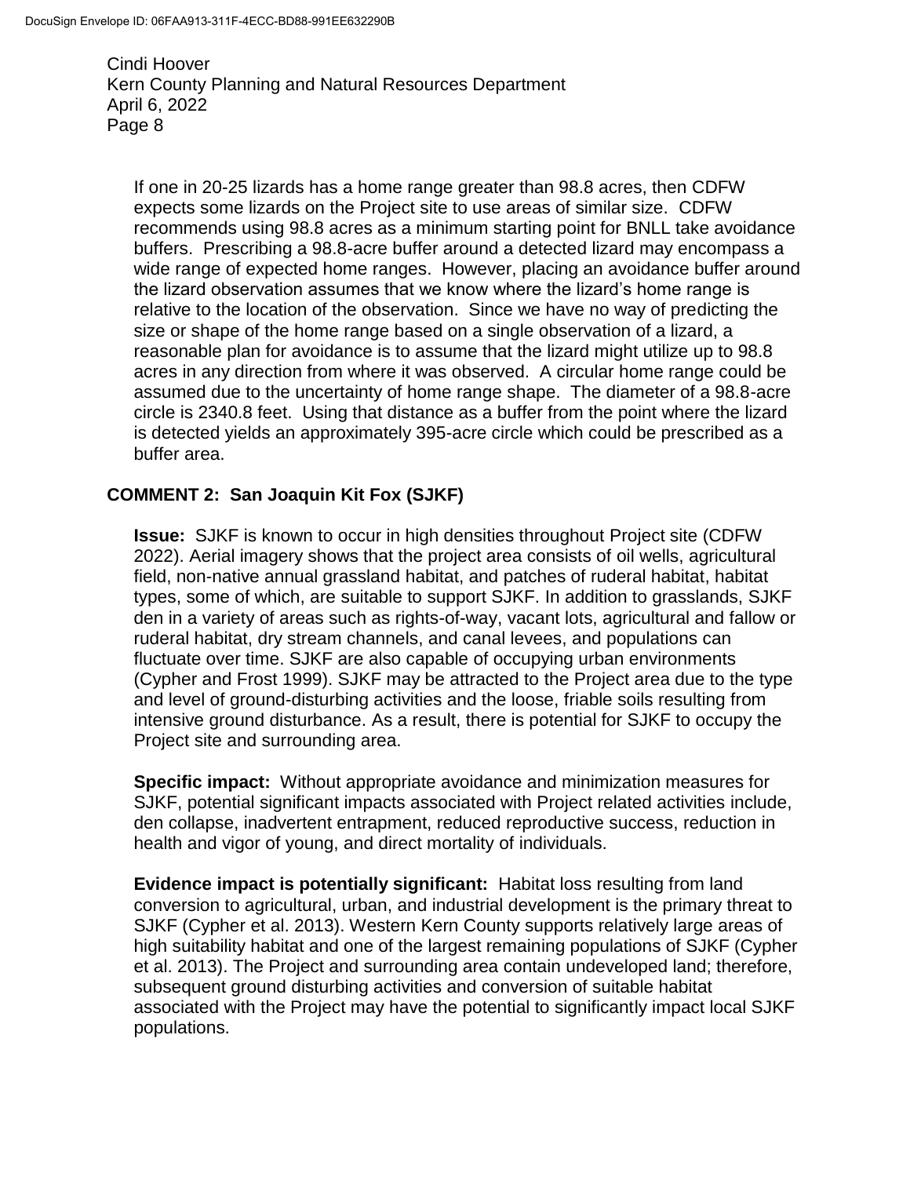If one in 20-25 lizards has a home range greater than 98.8 acres, then CDFW expects some lizards on the Project site to use areas of similar size. CDFW recommends using 98.8 acres as a minimum starting point for BNLL take avoidance buffers. Prescribing a 98.8-acre buffer around a detected lizard may encompass a wide range of expected home ranges. However, placing an avoidance buffer around the lizard observation assumes that we know where the lizard's home range is relative to the location of the observation. Since we have no way of predicting the size or shape of the home range based on a single observation of a lizard, a reasonable plan for avoidance is to assume that the lizard might utilize up to 98.8 acres in any direction from where it was observed. A circular home range could be assumed due to the uncertainty of home range shape. The diameter of a 98.8-acre circle is 2340.8 feet. Using that distance as a buffer from the point where the lizard is detected yields an approximately 395-acre circle which could be prescribed as a buffer area.

**COMMENT 2: San Joaquin Kit Fox (SJKF)**

**Issue:** SJKF is known to occur in high densities throughout Project site (CDFW 2022). Aerial imagery shows that the project area consists of oil wells, agricultural field, non-native annual grassland habitat, and patches of ruderal habitat, habitat types, some of which, are suitable to support SJKF. In addition to grasslands, SJKF den in a variety of areas such as rights-of-way, vacant lots, agricultural and fallow or ruderal habitat, dry stream channels, and canal levees, and populations can fluctuate over time. SJKF are also capable of occupying urban environments (Cypher and Frost 1999). SJKF may be attracted to the Project area due to the type and level of ground-disturbing activities and the loose, friable soils resulting from intensive ground disturbance. As a result, there is potential for SJKF to occupy the Project site and surrounding area.

**Specific impact:** Without appropriate avoidance and minimization measures for SJKF, potential significant impacts associated with Project related activities include, den collapse, inadvertent entrapment, reduced reproductive success, reduction in health and vigor of young, and direct mortality of individuals.

**Evidence impact is potentially significant:** Habitat loss resulting from land conversion to agricultural, urban, and industrial development is the primary threat to SJKF (Cypher et al. 2013). Western Kern County supports relatively large areas of high suitability habitat and one of the largest remaining populations of SJKF (Cypher et al. 2013). The Project and surrounding area contain undeveloped land; therefore, subsequent ground disturbing activities and conversion of suitable habitat associated with the Project may have the potential to significantly impact local SJKF populations.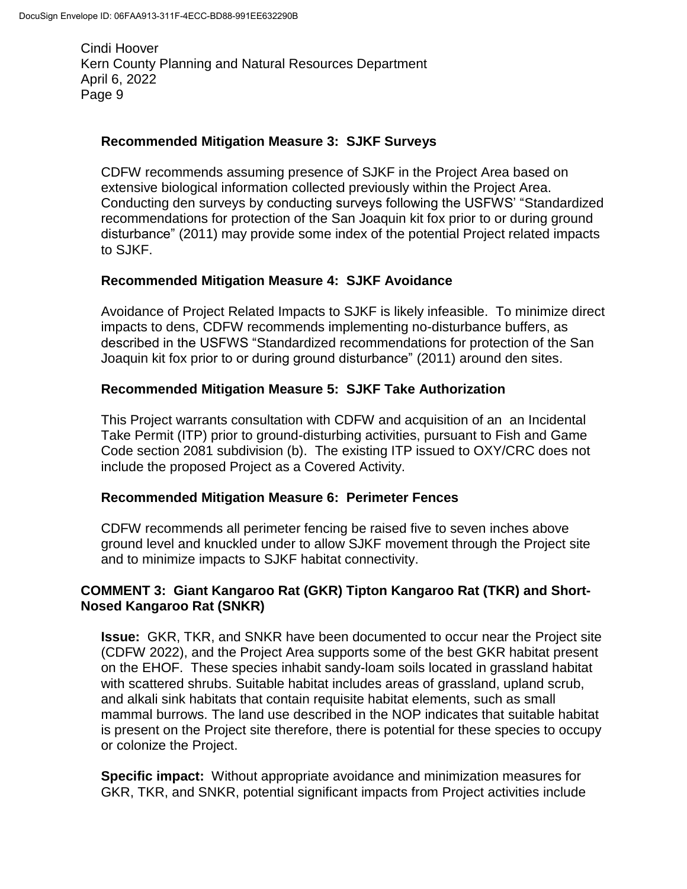**Recommended Mitigation Measure 3: SJKF Surveys**

CDFW recommends assuming presence of SJKF in the Project Area based on extensive biological information collected previously within the Project Area. Conducting den surveys by conducting surveys following the USFWS' "Standardized recommendations for protection of the San Joaquin kit fox prior to or during ground disturbance" (2011) may provide some index of the potential Project related impacts to SJKF.

**Recommended Mitigation Measure 4: SJKF Avoidance**

Avoidance of Project Related Impacts to SJKF is likely infeasible. To minimize direct impacts to dens, CDFW recommends implementing no-disturbance buffers, as described in the USFWS "Standardized recommendations for protection of the San Joaquin kit fox prior to or during ground disturbance" (2011) around den sites.

**Recommended Mitigation Measure 5: SJKF Take Authorization**

This Project warrants consultation with CDFW and acquisition of an an Incidental Take Permit (ITP) prior to ground-disturbing activities, pursuant to Fish and Game Code section 2081 subdivision (b). The existing ITP issued to OXY/CRC does not include the proposed Project as a Covered Activity.

**Recommended Mitigation Measure 6: Perimeter Fences**

CDFW recommends all perimeter fencing be raised five to seven inches above ground level and knuckled under to allow SJKF movement through the Project site and to minimize impacts to SJKF habitat connectivity.

**COMMENT 3: Giant Kangaroo Rat (GKR) Tipton Kangaroo Rat (TKR) and Short-Nosed Kangaroo Rat (SNKR)**

**Issue:** GKR, TKR, and SNKR have been documented to occur near the Project site (CDFW 2022), and the Project Area supports some of the best GKR habitat present on the EHOF. These species inhabit sandy-loam soils located in grassland habitat with scattered shrubs. Suitable habitat includes areas of grassland, upland scrub, and alkali sink habitats that contain requisite habitat elements, such as small mammal burrows. The land use described in the NOP indicates that suitable habitat is present on the Project site therefore, there is potential for these species to occupy or colonize the Project.

**Specific impact:** Without appropriate avoidance and minimization measures for GKR, TKR, and SNKR, potential significant impacts from Project activities include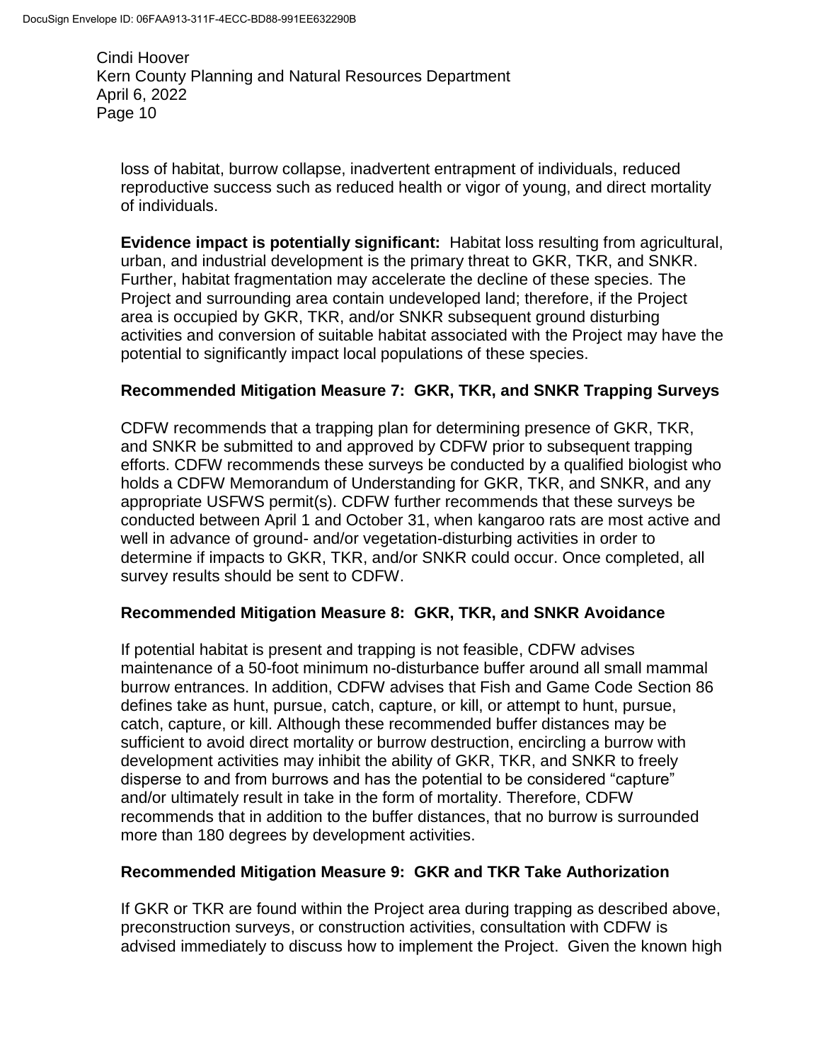loss of habitat, burrow collapse, inadvertent entrapment of individuals, reduced reproductive success such as reduced health or vigor of young, and direct mortality of individuals.

**Evidence impact is potentially significant:** Habitat loss resulting from agricultural, urban, and industrial development is the primary threat to GKR, TKR, and SNKR. Further, habitat fragmentation may accelerate the decline of these species. The Project and surrounding area contain undeveloped land; therefore, if the Project area is occupied by GKR, TKR, and/or SNKR subsequent ground disturbing activities and conversion of suitable habitat associated with the Project may have the potential to significantly impact local populations of these species.

**Recommended Mitigation Measure 7: GKR, TKR, and SNKR Trapping Surveys**

CDFW recommends that a trapping plan for determining presence of GKR, TKR, and SNKR be submitted to and approved by CDFW prior to subsequent trapping efforts. CDFW recommends these surveys be conducted by a qualified biologist who holds a CDFW Memorandum of Understanding for GKR, TKR, and SNKR, and any appropriate USFWS permit(s). CDFW further recommends that these surveys be conducted between April 1 and October 31, when kangaroo rats are most active and well in advance of ground- and/or vegetation-disturbing activities in order to determine if impacts to GKR, TKR, and/or SNKR could occur. Once completed, all survey results should be sent to CDFW.

**Recommended Mitigation Measure 8: GKR, TKR, and SNKR Avoidance**

If potential habitat is present and trapping is not feasible, CDFW advises maintenance of a 50-foot minimum no-disturbance buffer around all small mammal burrow entrances. In addition, CDFW advises that Fish and Game Code Section 86 defines take as hunt, pursue, catch, capture, or kill, or attempt to hunt, pursue, catch, capture, or kill. Although these recommended buffer distances may be sufficient to avoid direct mortality or burrow destruction, encircling a burrow with development activities may inhibit the ability of GKR, TKR, and SNKR to freely disperse to and from burrows and has the potential to be considered "capture" and/or ultimately result in take in the form of mortality. Therefore, CDFW recommends that in addition to the buffer distances, that no burrow is surrounded more than 180 degrees by development activities.

**Recommended Mitigation Measure 9: GKR and TKR Take Authorization**

If GKR or TKR are found within the Project area during trapping as described above, preconstruction surveys, or construction activities, consultation with CDFW is advised immediately to discuss how to implement the Project. Given the known high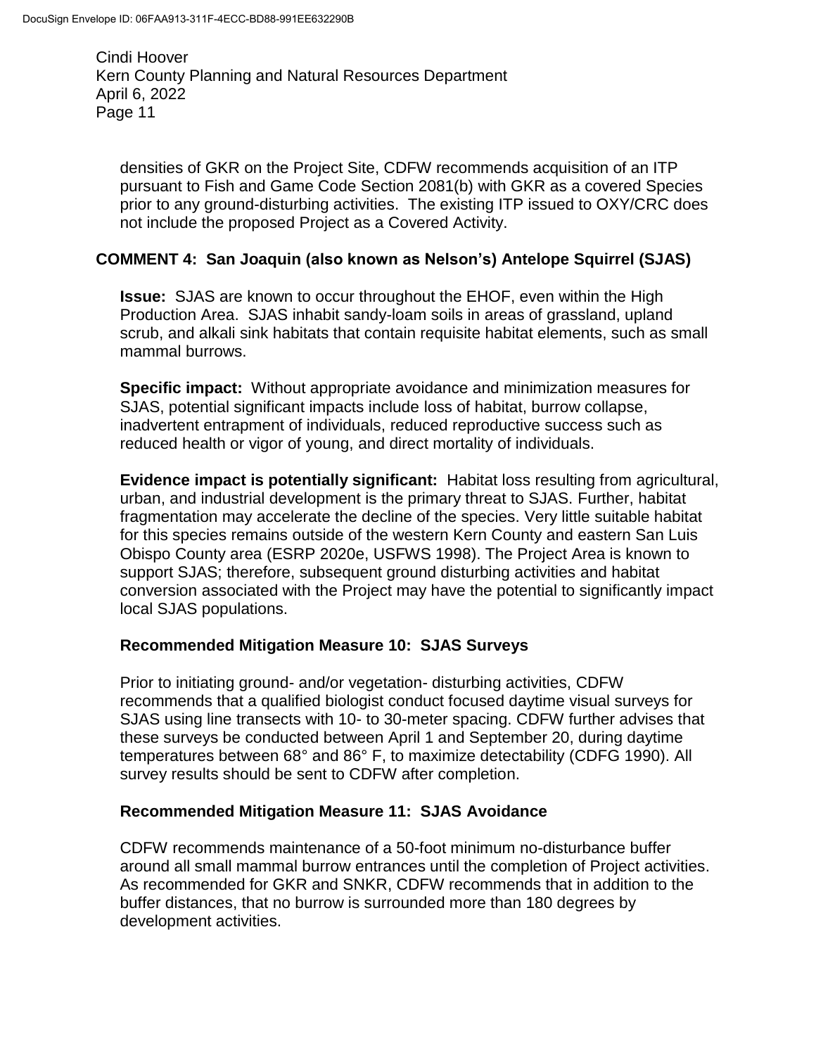densities of GKR on the Project Site, CDFW recommends acquisition of an ITP pursuant to Fish and Game Code Section 2081(b) with GKR as a covered Species prior to any ground-disturbing activities. The existing ITP issued to OXY/CRC does not include the proposed Project as a Covered Activity.

## COMMENT 4: San Joaquin (also known as Nelson's) Antelope Squirrel (SJAS)

**Issue:** SJAS are known to occur throughout the EHOF, even within the High Production Area. SJAS inhabit sandy-loam soils in areas of grassland, upland scrub, and alkali sink habitats that contain requisite habitat elements, such as small mammal burrows.

**Specific impact:** Without appropriate avoidance and minimization measures for SJAS, potential significant impacts include loss of habitat, burrow collapse, inadvertent entrapment of individuals, reduced reproductive success such as reduced health or vigor of young, and direct mortality of individuals.

**Evidence impact is potentially significant:** Habitat loss resulting from agricultural, urban, and industrial development is the primary threat to SJAS. Further, habitat fragmentation may accelerate the decline of the species. Very little suitable habitat for this species remains outside of the western Kern County and eastern San Luis Obispo County area (ESRP 2020e, USFWS 1998). The Project Area is known to support SJAS; therefore, subsequent ground disturbing activities and habitat conversion associated with the Project may have the potential to significantly impact local SJAS populations.

### Recommended Mitigation Measure 10: SJAS Surveys

Prior to initiating ground- and/or vegetation- disturbing activities, CDFW recommends that a qualified biologist conduct focused daytime visual surveys for SJAS using line transects with 10- to 30-meter spacing. CDFW further advises that these surveys be conducted between April 1 and September 20, during daytime temperatures between 68° and 86° F, to maximize detectability (CDFG 1990). All survey results should be sent to CDFW after completion.

### Recommended Mitigation Measure 11: SJAS Avoidance

CDFW recommends maintenance of a 50-foot minimum no-disturbance buffer around all small mammal burrow entrances until the completion of Project activities. As recommended for GKR and SNKR, CDFW recommends that in addition to the buffer distances, that no burrow is surrounded more than 180 degrees by development activities.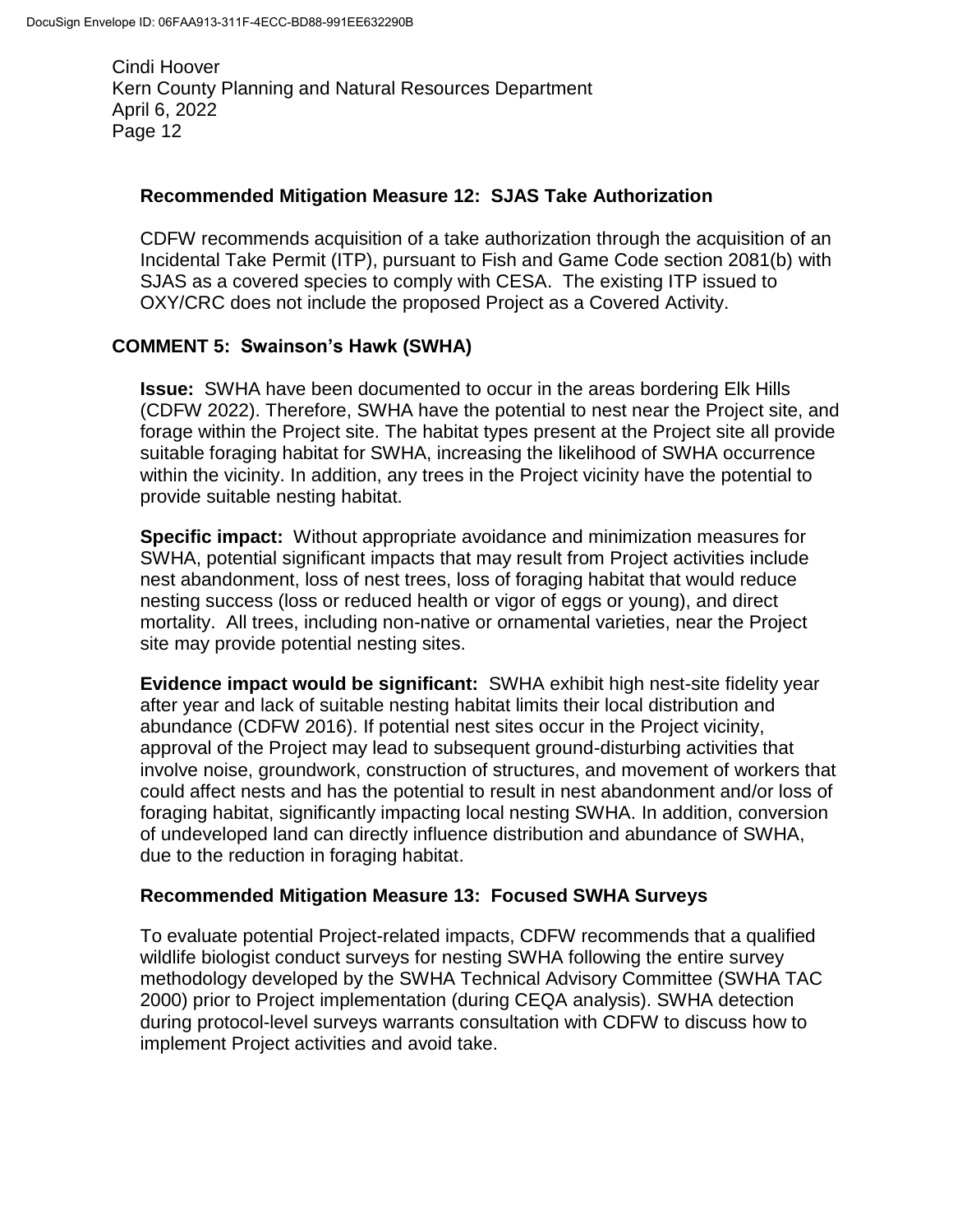### Recommended Mitigation Measure 12: SJAS Take Authorization

CDFW recommends acquisition of a take authorization through the acquisition of an Incidental Take Permit (ITP), pursuant to Fish and Game Code section 2081(b) with SJAS as a covered species to comply with CESA. The existing ITP issued to OXY/CRC does not include the proposed Project as a Covered Activity.

## COMMENT 5: Swainson's Hawk (SWHA)

**Issue:** SWHA have been documented to occur in the areas bordering Elk Hills (CDFW 2022). Therefore, SWHA have the potential to nest near the Project site, and forage within the Project site. The habitat types present at the Project site all provide suitable foraging habitat for SWHA, increasing the likelihood of SWHA occurrence within the vicinity. In addition, any trees in the Project vicinity have the potential to provide suitable nesting habitat.

**Specific impact:** Without appropriate avoidance and minimization measures for SWHA, potential significant impacts that may result from Project activities include nest abandonment, loss of nest trees, loss of foraging habitat that would reduce nesting success (loss or reduced health or vigor of eggs or young), and direct mortality. All trees, including non-native or ornamental varieties, near the Project site may provide potential nesting sites.

**Evidence impact would be significant:** SWHA exhibit high nest-site fidelity year after year and lack of suitable nesting habitat limits their local distribution and abundance (CDFW 2016). If potential nest sites occur in the Project vicinity, approval of the Project may lead to subsequent ground-disturbing activities that involve noise, groundwork, construction of structures, and movement of workers that could affect nests and has the potential to result in nest abandonment and/or loss of foraging habitat, significantly impacting local nesting SWHA. In addition, conversion of undeveloped land can directly influence distribution and abundance of SWHA, due to the reduction in foraging habitat.

### Recommended Mitigation Measure 13: Focused SWHA Surveys

To evaluate potential Project-related impacts, CDFW recommends that a qualified wildlife biologist conduct surveys for nesting SWHA following the entire survey methodology developed by the SWHA Technical Advisory Committee (SWHA TAC 2000) prior to Project implementation (during CEQA analysis). SWHA detection during protocol-level surveys warrants consultation with CDFW to discuss how to implement Project activities and avoid take.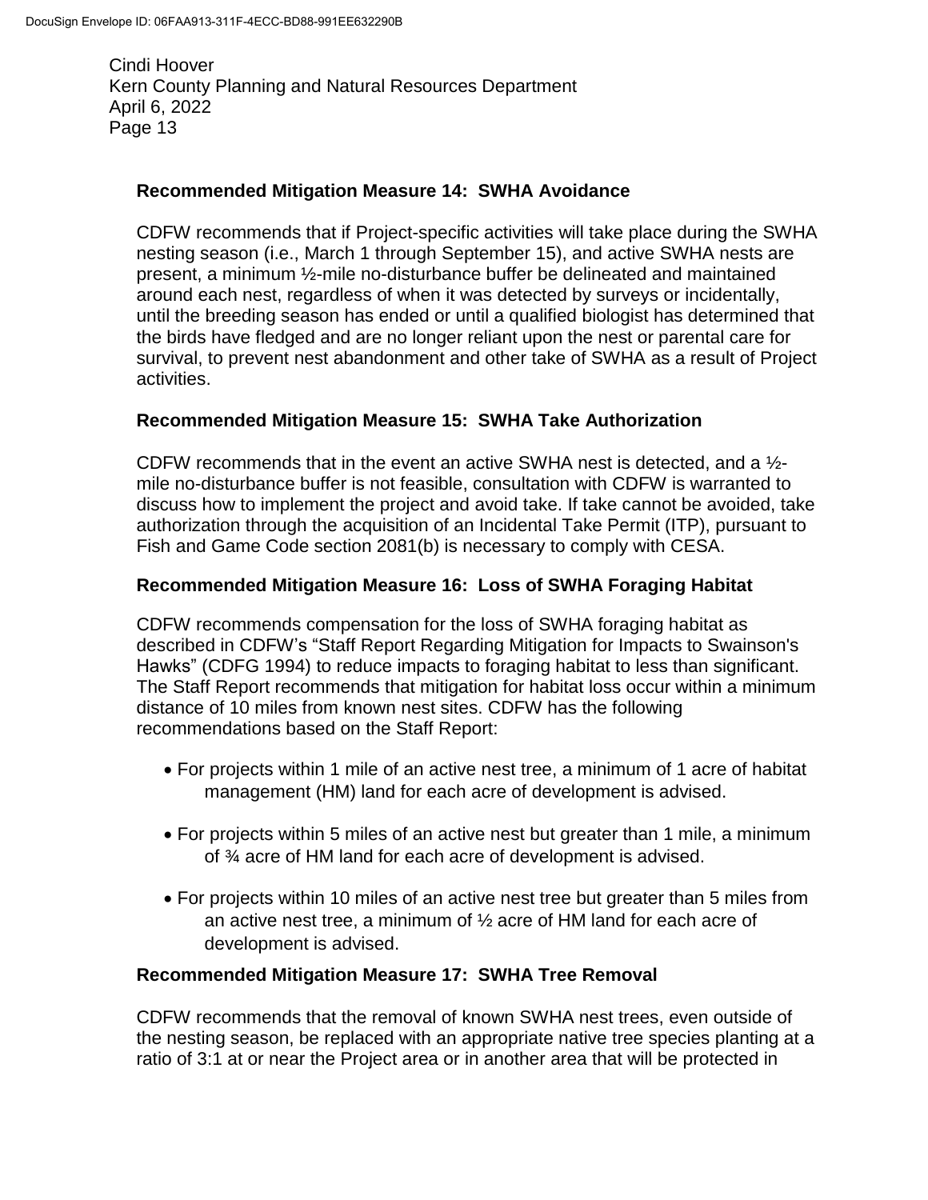### Recommended Mitigation Measure 14: SWHA Avoidance

CDFW recommends that if Project-specific activities will take place during the SWHA nesting season (i.e., March 1 through September 15), and active SWHA nests are present, a minimum ½-mile no-disturbance buffer be delineated and maintained around each nest, regardless of when it was detected by surveys or incidentally, until the breeding season has ended or until a qualified biologist has determined that the birds have fledged and are no longer reliant upon the nest or parental care for survival, to prevent nest abandonment and other take of SWHA as a result of Project activities.

### Recommended Mitigation Measure 15: SWHA Take Authorization

CDFW recommends that in the event an active SWHA nest is detected, and a ½-mile no-disturbance buffer is not feasible, consultation with CDFW is warranted to discuss how to implement the project and avoid take. If take cannot be avoided, take authorization through the acquisition of an Incidental Take Permit (ITP), pursuant to Fish and Game Code section 2081(b) is necessary to comply with CESA.

### Recommended Mitigation Measure 16: Loss of SWHA Foraging Habitat

CDFW recommends compensation for the loss of SWHA foraging habitat as described in CDFW's "Staff Report Regarding Mitigation for Impacts to Swainson's Hawks" (CDFG 1994) to reduce impacts to foraging habitat to less than significant. The Staff Report recommends that mitigation for habitat loss occur within a minimum distance of 10 miles from known nest sites. CDFW has the following recommendations based on the Staff Report:

- For projects within 1 mile of an active nest tree, a minimum of 1 acre of habitat management (HM) land for each acre of development is advised.
- For projects within 5 miles of an active nest but greater than 1 mile, a minimum of ¾ acre of HM land for each acre of development is advised.
- For projects within 10 miles of an active nest tree but greater than 5 miles from an active nest tree, a minimum of ½ acre of HM land for each acre of development is advised.

### Recommended Mitigation Measure 17: SWHA Tree Removal

CDFW recommends that the removal of known SWHA nest trees, even outside of the nesting season, be replaced with an appropriate native tree species planting at a ratio of 3:1 at or near the Project area or in another area that will be protected in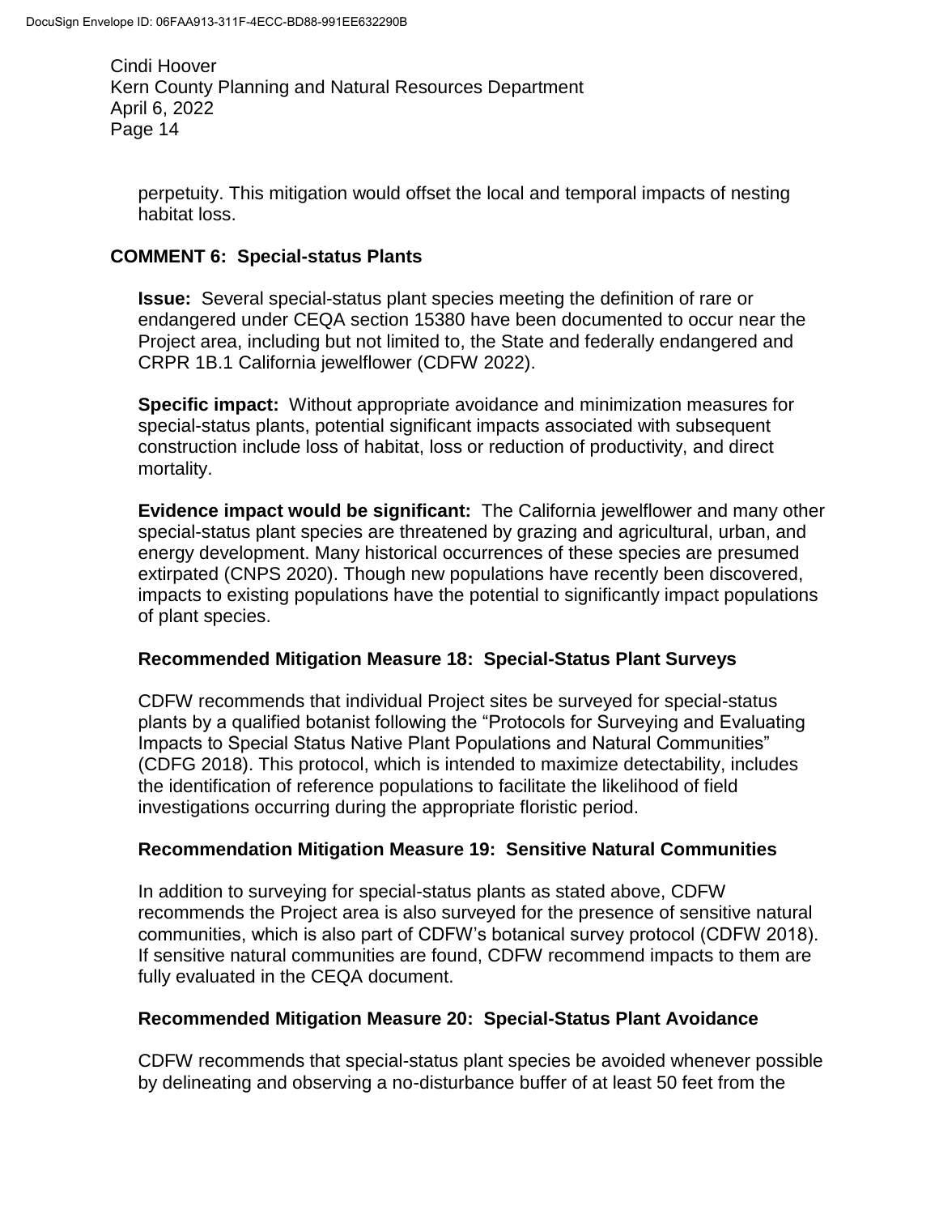perpetuity. This mitigation would offset the local and temporal impacts of nesting habitat loss.

### COMMENT 6: Special-status Plants

**Issue:** Several special-status plant species meeting the definition of rare or endangered under CEQA section 15380 have been documented to occur near the Project area, including but not limited to, the State and federally endangered and CRPR 1B.1 California jewelflower (CDFW 2022).

**Specific impact:** Without appropriate avoidance and minimization measures for special-status plants, potential significant impacts associated with subsequent construction include loss of habitat, loss or reduction of productivity, and direct mortality.

**Evidence impact would be significant:** The California jewelflower and many other special-status plant species are threatened by grazing and agricultural, urban, and energy development. Many historical occurrences of these species are presumed extirpated (CNPS 2020). Though new populations have recently been discovered, impacts to existing populations have the potential to significantly impact populations of plant species.

#### Recommended Mitigation Measure 18: Special-Status Plant Surveys

CDFW recommends that individual Project sites be surveyed for special-status plants by a qualified botanist following the "Protocols for Surveying and Evaluating Impacts to Special Status Native Plant Populations and Natural Communities" (CDFG 2018). This protocol, which is intended to maximize detectability, includes the identification of reference populations to facilitate the likelihood of field investigations occurring during the appropriate floristic period.

#### Recommendation Mitigation Measure 19: Sensitive Natural Communities

In addition to surveying for special-status plants as stated above, CDFW recommends the Project area is also surveyed for the presence of sensitive natural communities, which is also part of CDFW's botanical survey protocol (CDFW 2018). If sensitive natural communities are found, CDFW recommend impacts to them are fully evaluated in the CEQA document.

#### Recommended Mitigation Measure 20: Special-Status Plant Avoidance

CDFW recommends that special-status plant species be avoided whenever possible by delineating and observing a no-disturbance buffer of at least 50 feet from the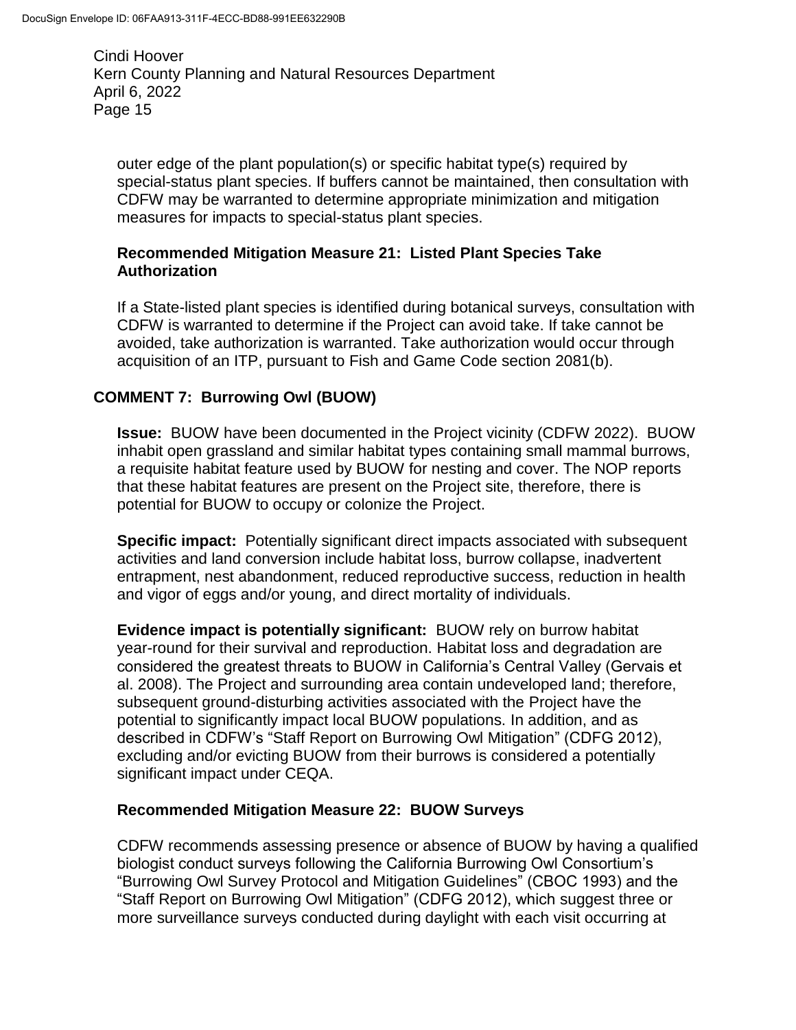outer edge of the plant population(s) or specific habitat type(s) required by special-status plant species. If buffers cannot be maintained, then consultation with CDFW may be warranted to determine appropriate minimization and mitigation measures for impacts to special-status plant species.

**Recommended Mitigation Measure 21: Listed Plant Species Take Authorization**

If a State-listed plant species is identified during botanical surveys, consultation with CDFW is warranted to determine if the Project can avoid take. If take cannot be avoided, take authorization is warranted. Take authorization would occur through acquisition of an ITP, pursuant to Fish and Game Code section 2081(b).

## COMMENT 7: Burrowing Owl (BUOW)

**Issue:** BUOW have been documented in the Project vicinity (CDFW 2022). BUOW inhabit open grassland and similar habitat types containing small mammal burrows, a requisite habitat feature used by BUOW for nesting and cover. The NOP reports that these habitat features are present on the Project site, therefore, there is potential for BUOW to occupy or colonize the Project.

**Specific impact:** Potentially significant direct impacts associated with subsequent activities and land conversion include habitat loss, burrow collapse, inadvertent entrapment, nest abandonment, reduced reproductive success, reduction in health and vigor of eggs and/or young, and direct mortality of individuals.

**Evidence impact is potentially significant:** BUOW rely on burrow habitat year-round for their survival and reproduction. Habitat loss and degradation are considered the greatest threats to BUOW in California's Central Valley (Gervais et al. 2008). The Project and surrounding area contain undeveloped land; therefore, subsequent ground-disturbing activities associated with the Project have the potential to significantly impact local BUOW populations. In addition, and as described in CDFW's "Staff Report on Burrowing Owl Mitigation" (CDFG 2012), excluding and/or evicting BUOW from their burrows is considered a potentially significant impact under CEQA.

**Recommended Mitigation Measure 22: BUOW Surveys**

CDFW recommends assessing presence or absence of BUOW by having a qualified biologist conduct surveys following the California Burrowing Owl Consortium's "Burrowing Owl Survey Protocol and Mitigation Guidelines" (CBOC 1993) and the "Staff Report on Burrowing Owl Mitigation" (CDFG 2012), which suggest three or more surveillance surveys conducted during daylight with each visit occurring at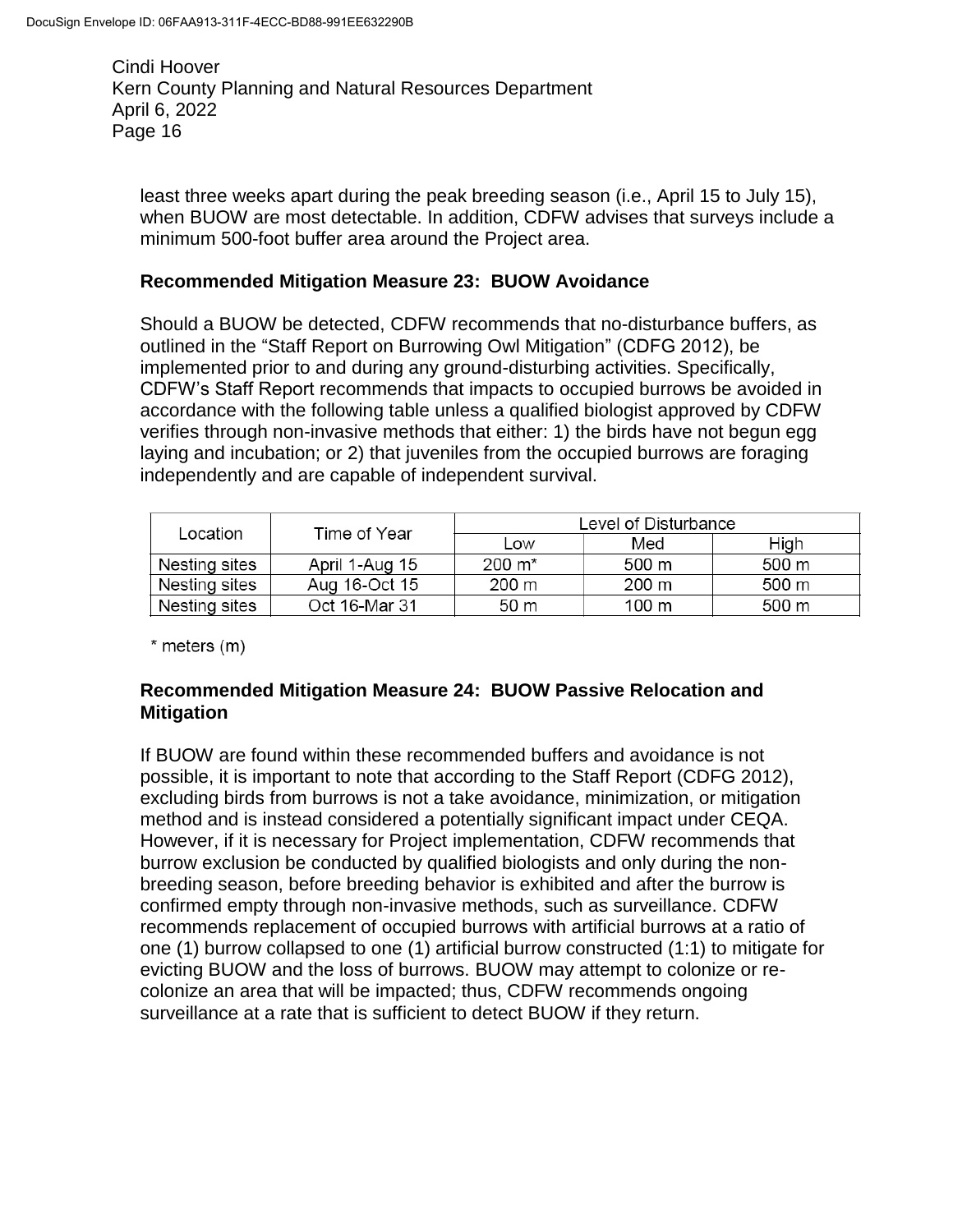least three weeks apart during the peak breeding season (i.e., April 15 to July 15), when BUOW are most detectable. In addition, CDFW advises that surveys include a minimum 500-foot buffer area around the Project area.

**Recommended Mitigation Measure 23: BUOW Avoidance**

Should a BUOW be detected, CDFW recommends that no-disturbance buffers, as outlined in the "Staff Report on Burrowing Owl Mitigation" (CDFG 2012), be implemented prior to and during any ground-disturbing activities. Specifically, CDFW's Staff Report recommends that impacts to occupied burrows be avoided in accordance with the following table unless a qualified biologist approved by CDFW verifies through non-invasive methods that either: 1) the birds have not begun egg laying and incubation; or 2) that juveniles from the occupied burrows are foraging independently and are capable of independent survival.

| Location | Time of Year | Level of Disturbance | | |
|---|---|---|---|---|
| | | Low | Med | High |
| Nesting sites | April 1-Aug 15 | 200 m* | 500 m | 500 m |
| Nesting sites | Aug 16-Oct 15 | 200 m | 200 m | 500 m |
| Nesting sites | Oct 16-Mar 31 | 50 m | 100 m | 500 m |

\* meters (m)

**Recommended Mitigation Measure 24: BUOW Passive Relocation and Mitigation**

If BUOW are found within these recommended buffers and avoidance is not possible, it is important to note that according to the Staff Report (CDFG 2012), excluding birds from burrows is not a take avoidance, minimization, or mitigation method and is instead considered a potentially significant impact under CEQA. However, if it is necessary for Project implementation, CDFW recommends that burrow exclusion be conducted by qualified biologists and only during the non-breeding season, before breeding behavior is exhibited and after the burrow is confirmed empty through non-invasive methods, such as surveillance. CDFW recommends replacement of occupied burrows with artificial burrows at a ratio of one (1) burrow collapsed to one (1) artificial burrow constructed (1:1) to mitigate for evicting BUOW and the loss of burrows. BUOW may attempt to colonize or re-colonize an area that will be impacted; thus, CDFW recommends ongoing surveillance at a rate that is sufficient to detect BUOW if they return.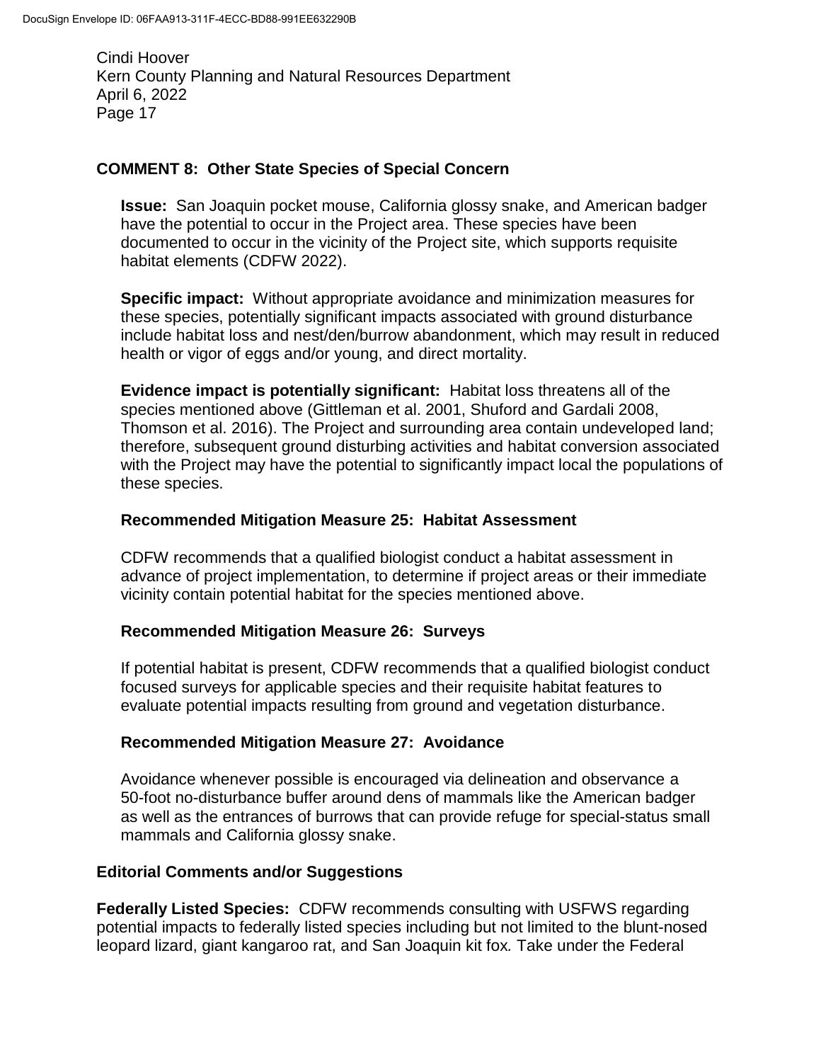## COMMENT 8: Other State Species of Special Concern

**Issue:** San Joaquin pocket mouse, California glossy snake, and American badger have the potential to occur in the Project area. These species have been documented to occur in the vicinity of the Project site, which supports requisite habitat elements (CDFW 2022).

**Specific impact:** Without appropriate avoidance and minimization measures for these species, potentially significant impacts associated with ground disturbance include habitat loss and nest/den/burrow abandonment, which may result in reduced health or vigor of eggs and/or young, and direct mortality.

**Evidence impact is potentially significant:** Habitat loss threatens all of the species mentioned above (Gittleman et al. 2001, Shuford and Gardali 2008, Thomson et al. 2016). The Project and surrounding area contain undeveloped land; therefore, subsequent ground disturbing activities and habitat conversion associated with the Project may have the potential to significantly impact local the populations of these species.

### Recommended Mitigation Measure 25: Habitat Assessment

CDFW recommends that a qualified biologist conduct a habitat assessment in advance of project implementation, to determine if project areas or their immediate vicinity contain potential habitat for the species mentioned above.

### Recommended Mitigation Measure 26: Surveys

If potential habitat is present, CDFW recommends that a qualified biologist conduct focused surveys for applicable species and their requisite habitat features to evaluate potential impacts resulting from ground and vegetation disturbance.

### Recommended Mitigation Measure 27: Avoidance

Avoidance whenever possible is encouraged via delineation and observance a 50-foot no-disturbance buffer around dens of mammals like the American badger as well as the entrances of burrows that can provide refuge for special-status small mammals and California glossy snake.

## Editorial Comments and/or Suggestions

**Federally Listed Species:** CDFW recommends consulting with USFWS regarding potential impacts to federally listed species including but not limited to the blunt-nosed leopard lizard, giant kangaroo rat, and San Joaquin kit fox. Take under the Federal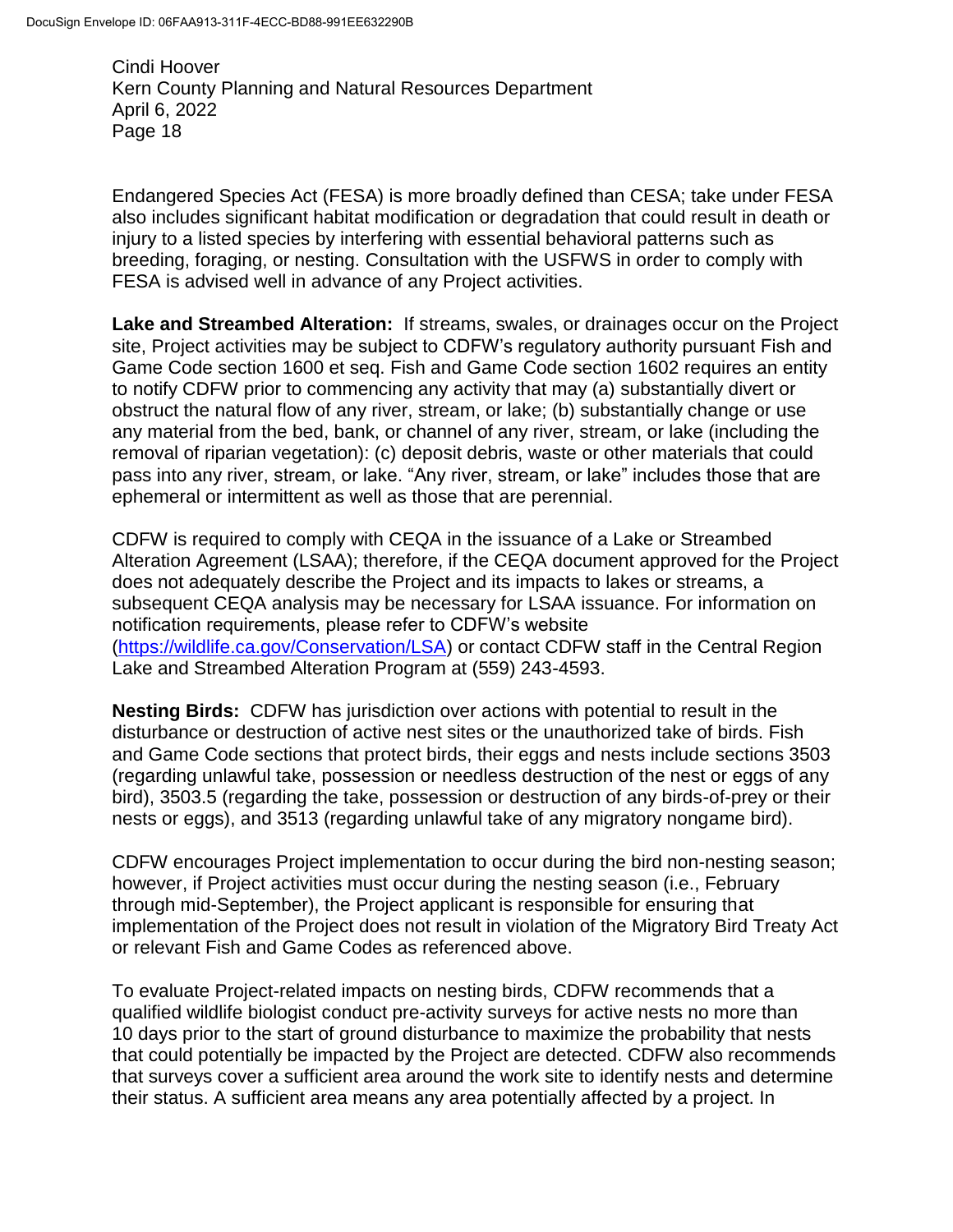Endangered Species Act (FESA) is more broadly defined than CESA; take under FESA also includes significant habitat modification or degradation that could result in death or injury to a listed species by interfering with essential behavioral patterns such as breeding, foraging, or nesting. Consultation with the USFWS in order to comply with FESA is advised well in advance of any Project activities.

**Lake and Streambed Alteration:** If streams, swales, or drainages occur on the Project site, Project activities may be subject to CDFW's regulatory authority pursuant Fish and Game Code section 1600 et seq. Fish and Game Code section 1602 requires an entity to notify CDFW prior to commencing any activity that may (a) substantially divert or obstruct the natural flow of any river, stream, or lake; (b) substantially change or use any material from the bed, bank, or channel of any river, stream, or lake (including the removal of riparian vegetation): (c) deposit debris, waste or other materials that could pass into any river, stream, or lake. "Any river, stream, or lake" includes those that are ephemeral or intermittent as well as those that are perennial.

CDFW is required to comply with CEQA in the issuance of a Lake or Streambed Alteration Agreement (LSAA); therefore, if the CEQA document approved for the Project does not adequately describe the Project and its impacts to lakes or streams, a subsequent CEQA analysis may be necessary for LSAA issuance. For information on notification requirements, please refer to CDFW's website (https://wildlife.ca.gov/Conservation/LSA) or contact CDFW staff in the Central Region Lake and Streambed Alteration Program at (559) 243-4593.

**Nesting Birds:** CDFW has jurisdiction over actions with potential to result in the disturbance or destruction of active nest sites or the unauthorized take of birds. Fish and Game Code sections that protect birds, their eggs and nests include sections 3503 (regarding unlawful take, possession or needless destruction of the nest or eggs of any bird), 3503.5 (regarding the take, possession or destruction of any birds-of-prey or their nests or eggs), and 3513 (regarding unlawful take of any migratory nongame bird).

CDFW encourages Project implementation to occur during the bird non-nesting season; however, if Project activities must occur during the nesting season (i.e., February through mid-September), the Project applicant is responsible for ensuring that implementation of the Project does not result in violation of the Migratory Bird Treaty Act or relevant Fish and Game Codes as referenced above.

To evaluate Project-related impacts on nesting birds, CDFW recommends that a qualified wildlife biologist conduct pre-activity surveys for active nests no more than 10 days prior to the start of ground disturbance to maximize the probability that nests that could potentially be impacted by the Project are detected. CDFW also recommends that surveys cover a sufficient area around the work site to identify nests and determine their status. A sufficient area means any area potentially affected by a project. In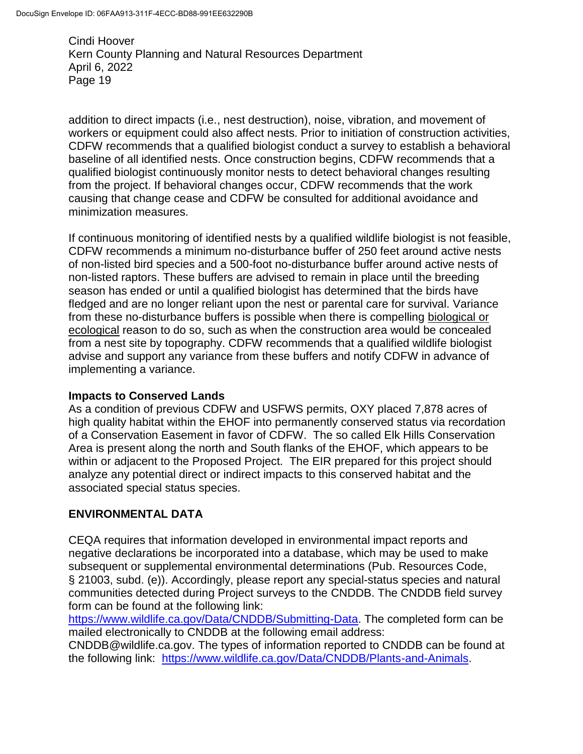addition to direct impacts (i.e., nest destruction), noise, vibration, and movement of workers or equipment could also affect nests. Prior to initiation of construction activities, CDFW recommends that a qualified biologist conduct a survey to establish a behavioral baseline of all identified nests. Once construction begins, CDFW recommends that a qualified biologist continuously monitor nests to detect behavioral changes resulting from the project. If behavioral changes occur, CDFW recommends that the work causing that change cease and CDFW be consulted for additional avoidance and minimization measures.

If continuous monitoring of identified nests by a qualified wildlife biologist is not feasible, CDFW recommends a minimum no-disturbance buffer of 250 feet around active nests of non-listed bird species and a 500-foot no-disturbance buffer around active nests of non-listed raptors. These buffers are advised to remain in place until the breeding season has ended or until a qualified biologist has determined that the birds have fledged and are no longer reliant upon the nest or parental care for survival. Variance from these no-disturbance buffers is possible when there is compelling biological or ecological reason to do so, such as when the construction area would be concealed from a nest site by topography. CDFW recommends that a qualified wildlife biologist advise and support any variance from these buffers and notify CDFW in advance of implementing a variance.

**Impacts to Conserved Lands**
As a condition of previous CDFW and USFWS permits, OXY placed 7,878 acres of high quality habitat within the EHOF into permanently conserved status via recordation of a Conservation Easement in favor of CDFW. The so called Elk Hills Conservation Area is present along the north and South flanks of the EHOF, which appears to be within or adjacent to the Proposed Project. The EIR prepared for this project should analyze any potential direct or indirect impacts to this conserved habitat and the associated special status species.

## ENVIRONMENTAL DATA

CEQA requires that information developed in environmental impact reports and negative declarations be incorporated into a database, which may be used to make subsequent or supplemental environmental determinations (Pub. Resources Code, § 21003, subd. (e)). Accordingly, please report any special-status species and natural communities detected during Project surveys to the CNDDB. The CNDDB field survey form can be found at the following link: https://www.wildlife.ca.gov/Data/CNDDB/Submitting-Data. The completed form can be mailed electronically to CNDDB at the following email address: CNDDB@wildlife.ca.gov. The types of information reported to CNDDB can be found at the following link: https://www.wildlife.ca.gov/Data/CNDDB/Plants-and-Animals.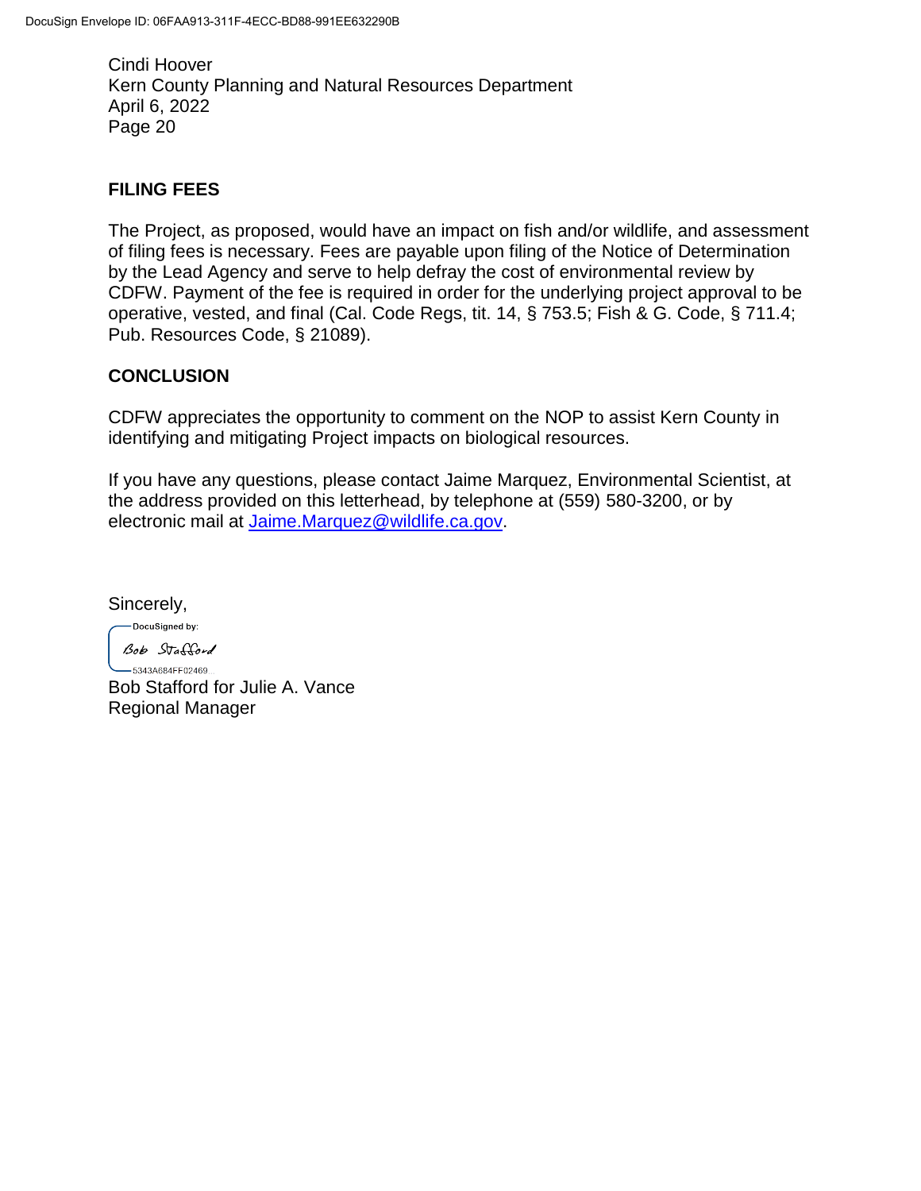## FILING FEES

The Project, as proposed, would have an impact on fish and/or wildlife, and assessment of filing fees is necessary. Fees are payable upon filing of the Notice of Determination by the Lead Agency and serve to help defray the cost of environmental review by CDFW. Payment of the fee is required in order for the underlying project approval to be operative, vested, and final (Cal. Code Regs, tit. 14, § 753.5; Fish & G. Code, § 711.4; Pub. Resources Code, § 21089).

## CONCLUSION

CDFW appreciates the opportunity to comment on the NOP to assist Kern County in identifying and mitigating Project impacts on biological resources.

If you have any questions, please contact Jaime Marquez, Environmental Scientist, at the address provided on this letterhead, by telephone at (559) 580-3200, or by electronic mail at [Jaime.Marquez@wildlife.ca.gov](mailto:Jaime.Marquez@wildlife.ca.gov).

Sincerely,

DocuSigned by:
Bob Stafford
5343A684FF02469...

Bob Stafford for Julie A. Vance
Regional Manager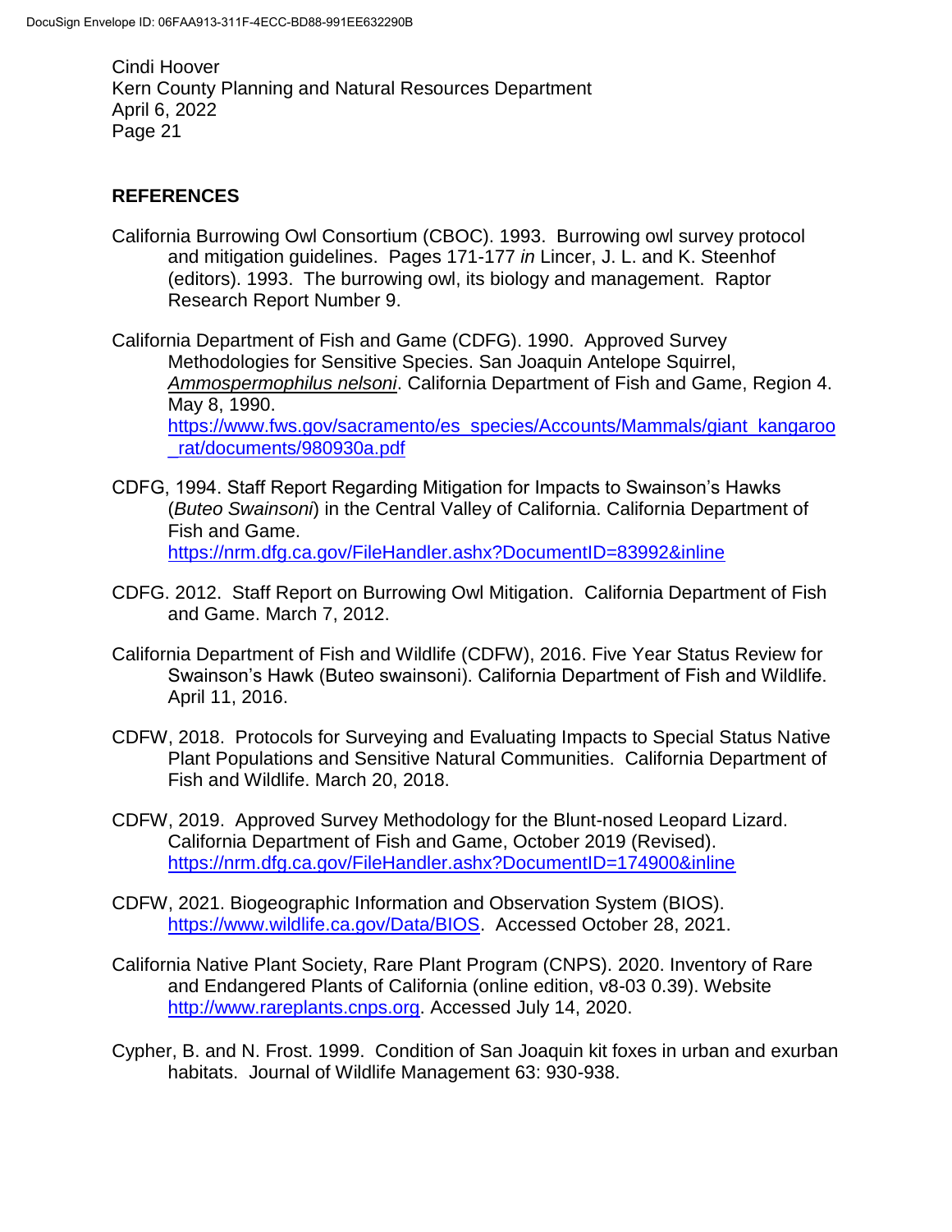## REFERENCES

California Burrowing Owl Consortium (CBOC). 1993. Burrowing owl survey protocol and mitigation guidelines. Pages 171-177 *in* Lincer, J. L. and K. Steenhof (editors). 1993. The burrowing owl, its biology and management. Raptor Research Report Number 9.

California Department of Fish and Game (CDFG). 1990. Approved Survey Methodologies for Sensitive Species. San Joaquin Antelope Squirrel, *Ammospermophilus nelsoni*. California Department of Fish and Game, Region 4. May 8, 1990. https://www.fws.gov/sacramento/es_species/Accounts/Mammals/giant_kangaroo_rat/documents/980930a.pdf

CDFG, 1994. Staff Report Regarding Mitigation for Impacts to Swainson's Hawks (*Buteo Swainsoni*) in the Central Valley of California. California Department of Fish and Game. https://nrm.dfg.ca.gov/FileHandler.ashx?DocumentID=83992&inline

CDFG. 2012. Staff Report on Burrowing Owl Mitigation. California Department of Fish and Game. March 7, 2012.

California Department of Fish and Wildlife (CDFW), 2016. Five Year Status Review for Swainson's Hawk (Buteo swainsoni). California Department of Fish and Wildlife. April 11, 2016.

CDFW, 2018. Protocols for Surveying and Evaluating Impacts to Special Status Native Plant Populations and Sensitive Natural Communities. California Department of Fish and Wildlife. March 20, 2018.

CDFW, 2019. Approved Survey Methodology for the Blunt-nosed Leopard Lizard. California Department of Fish and Game, October 2019 (Revised). https://nrm.dfg.ca.gov/FileHandler.ashx?DocumentID=174900&inline

CDFW, 2021. Biogeographic Information and Observation System (BIOS). https://www.wildlife.ca.gov/Data/BIOS. Accessed October 28, 2021.

California Native Plant Society, Rare Plant Program (CNPS). 2020. Inventory of Rare and Endangered Plants of California (online edition, v8-03 0.39). Website http://www.rareplants.cnps.org. Accessed July 14, 2020.

Cypher, B. and N. Frost. 1999. Condition of San Joaquin kit foxes in urban and exurban habitats. Journal of Wildlife Management 63: 930-938.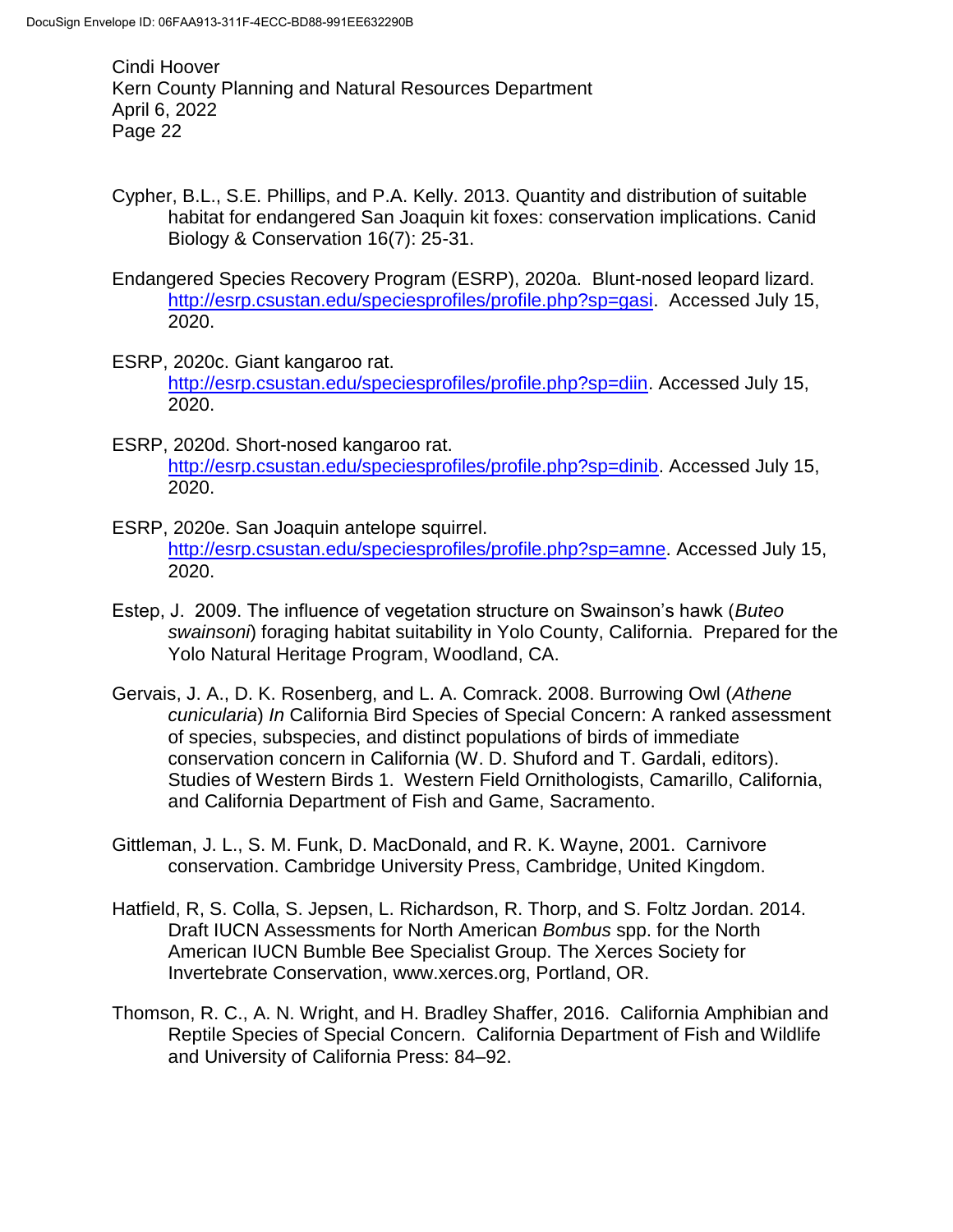Cypher, B.L., S.E. Phillips, and P.A. Kelly. 2013. Quantity and distribution of suitable habitat for endangered San Joaquin kit foxes: conservation implications. Canid Biology & Conservation 16(7): 25-31.

Endangered Species Recovery Program (ESRP), 2020a. Blunt-nosed leopard lizard. http://esrp.csustan.edu/speciesprofiles/profile.php?sp=gasi. Accessed July 15, 2020.

ESRP, 2020c. Giant kangaroo rat. http://esrp.csustan.edu/speciesprofiles/profile.php?sp=diin. Accessed July 15, 2020.

ESRP, 2020d. Short-nosed kangaroo rat. http://esrp.csustan.edu/speciesprofiles/profile.php?sp=dinib. Accessed July 15, 2020.

ESRP, 2020e. San Joaquin antelope squirrel. http://esrp.csustan.edu/speciesprofiles/profile.php?sp=amne. Accessed July 15, 2020.

Estep, J. 2009. The influence of vegetation structure on Swainson's hawk (*Buteo swainsoni*) foraging habitat suitability in Yolo County, California. Prepared for the Yolo Natural Heritage Program, Woodland, CA.

Gervais, J. A., D. K. Rosenberg, and L. A. Comrack. 2008. Burrowing Owl (*Athene cunicularia*) *In* California Bird Species of Special Concern: A ranked assessment of species, subspecies, and distinct populations of birds of immediate conservation concern in California (W. D. Shuford and T. Gardali, editors). Studies of Western Birds 1. Western Field Ornithologists, Camarillo, California, and California Department of Fish and Game, Sacramento.

Gittleman, J. L., S. M. Funk, D. MacDonald, and R. K. Wayne, 2001. Carnivore conservation. Cambridge University Press, Cambridge, United Kingdom.

Hatfield, R, S. Colla, S. Jepsen, L. Richardson, R. Thorp, and S. Foltz Jordan. 2014. Draft IUCN Assessments for North American *Bombus* spp. for the North American IUCN Bumble Bee Specialist Group. The Xerces Society for Invertebrate Conservation, www.xerces.org, Portland, OR.

Thomson, R. C., A. N. Wright, and H. Bradley Shaffer, 2016. California Amphibian and Reptile Species of Special Concern. California Department of Fish and Wildlife and University of California Press: 84–92.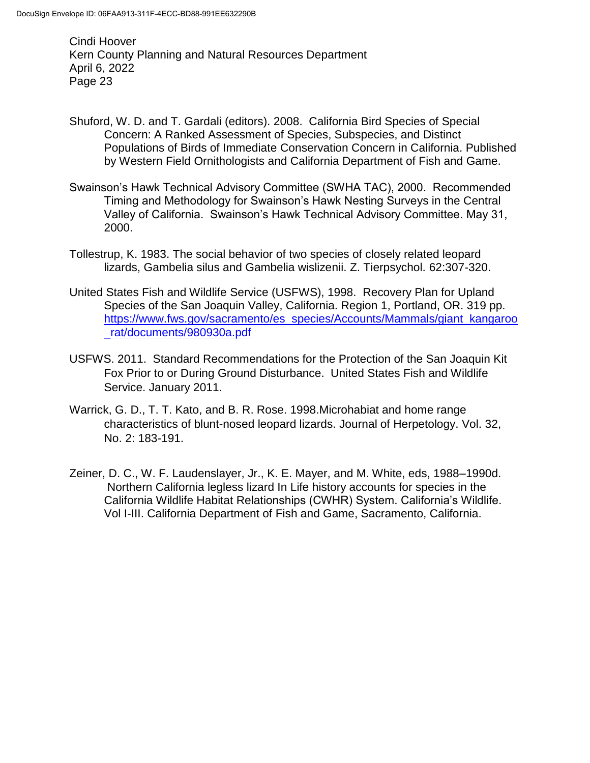Shuford, W. D. and T. Gardali (editors). 2008. California Bird Species of Special Concern: A Ranked Assessment of Species, Subspecies, and Distinct Populations of Birds of Immediate Conservation Concern in California. Published by Western Field Ornithologists and California Department of Fish and Game.

Swainson's Hawk Technical Advisory Committee (SWHA TAC), 2000. Recommended Timing and Methodology for Swainson's Hawk Nesting Surveys in the Central Valley of California. Swainson's Hawk Technical Advisory Committee. May 31, 2000.

Tollestrup, K. 1983. The social behavior of two species of closely related leopard lizards, Gambelia silus and Gambelia wislizenii. Z. Tierpsychol. 62:307-320.

United States Fish and Wildlife Service (USFWS), 1998. Recovery Plan for Upland Species of the San Joaquin Valley, California. Region 1, Portland, OR. 319 pp. https://www.fws.gov/sacramento/es_species/Accounts/Mammals/giant_kangaroo_rat/documents/980930a.pdf

USFWS. 2011. Standard Recommendations for the Protection of the San Joaquin Kit Fox Prior to or During Ground Disturbance. United States Fish and Wildlife Service. January 2011.

Warrick, G. D., T. T. Kato, and B. R. Rose. 1998.Microhabiat and home range characteristics of blunt-nosed leopard lizards. Journal of Herpetology. Vol. 32, No. 2: 183-191.

Zeiner, D. C., W. F. Laudenslayer, Jr., K. E. Mayer, and M. White, eds, 1988–1990d. Northern California legless lizard In Life history accounts for species in the California Wildlife Habitat Relationships (CWHR) System. California's Wildlife. Vol I-III. California Department of Fish and Game, Sacramento, California.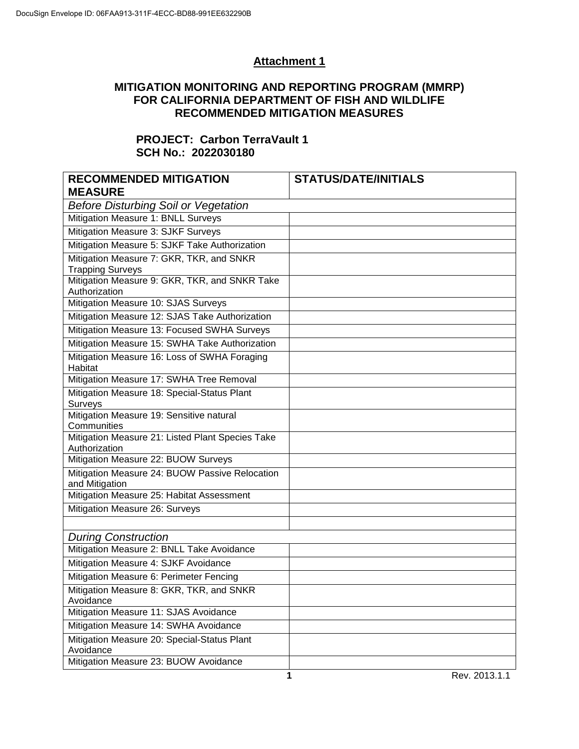DocuSign Envelope ID: 06FAA913-311F-4ECC-BD88-991EE632290B

## Attachment 1

## MITIGATION MONITORING AND REPORTING PROGRAM (MMRP) FOR CALIFORNIA DEPARTMENT OF FISH AND WILDLIFE RECOMMENDED MITIGATION MEASURES

**PROJECT: Carbon TerraVault 1**
**SCH No.: 2022030180**

| RECOMMENDED MITIGATION MEASURE | STATUS/DATE/INITIALS |
|---|---|
| *Before Disturbing Soil or Vegetation* | |
| Mitigation Measure 1: BNLL Surveys | |
| Mitigation Measure 3: SJKF Surveys | |
| Mitigation Measure 5: SJKF Take Authorization | |
| Mitigation Measure 7: GKR, TKR, and SNKR Trapping Surveys | |
| Mitigation Measure 9: GKR, TKR, and SNKR Take Authorization | |
| Mitigation Measure 10: SJAS Surveys | |
| Mitigation Measure 12: SJAS Take Authorization | |
| Mitigation Measure 13: Focused SWHA Surveys | |
| Mitigation Measure 15: SWHA Take Authorization | |
| Mitigation Measure 16: Loss of SWHA Foraging Habitat | |
| Mitigation Measure 17: SWHA Tree Removal | |
| Mitigation Measure 18: Special-Status Plant Surveys | |
| Mitigation Measure 19: Sensitive natural Communities | |
| Mitigation Measure 21: Listed Plant Species Take Authorization | |
| Mitigation Measure 22: BUOW Surveys | |
| Mitigation Measure 24: BUOW Passive Relocation and Mitigation | |
| Mitigation Measure 25: Habitat Assessment | |
| Mitigation Measure 26: Surveys | |
| | |
| *During Construction* | |
| Mitigation Measure 2: BNLL Take Avoidance | |
| Mitigation Measure 4: SJKF Avoidance | |
| Mitigation Measure 6: Perimeter Fencing | |
| Mitigation Measure 8: GKR, TKR, and SNKR Avoidance | |
| Mitigation Measure 11: SJAS Avoidance | |
| Mitigation Measure 14: SWHA Avoidance | |
| Mitigation Measure 20: Special-Status Plant Avoidance | |
| Mitigation Measure 23: BUOW Avoidance | |

Rev. 2013.1.1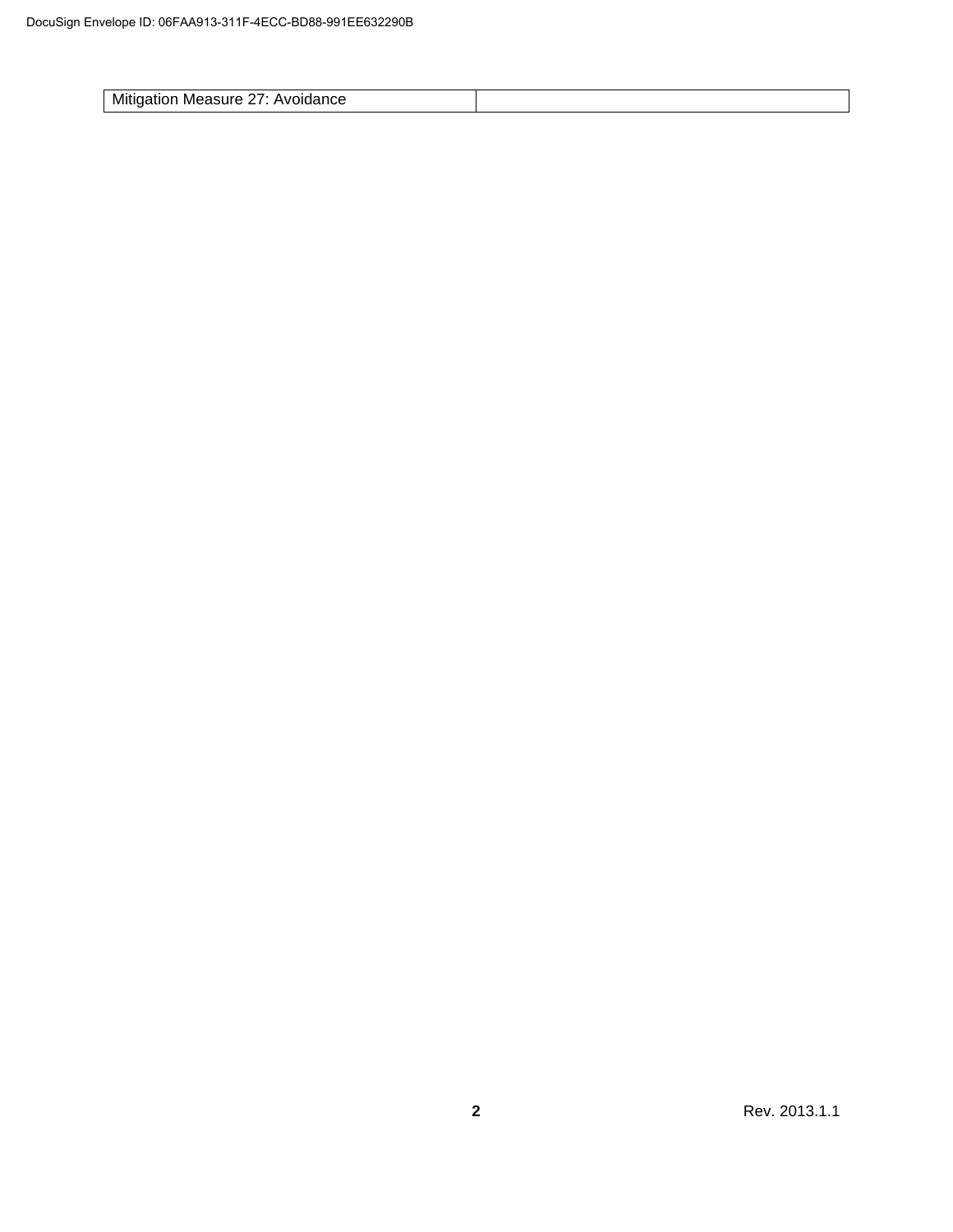| | |
|---|---|
| Mitigation Measure 27: Avoidance | |